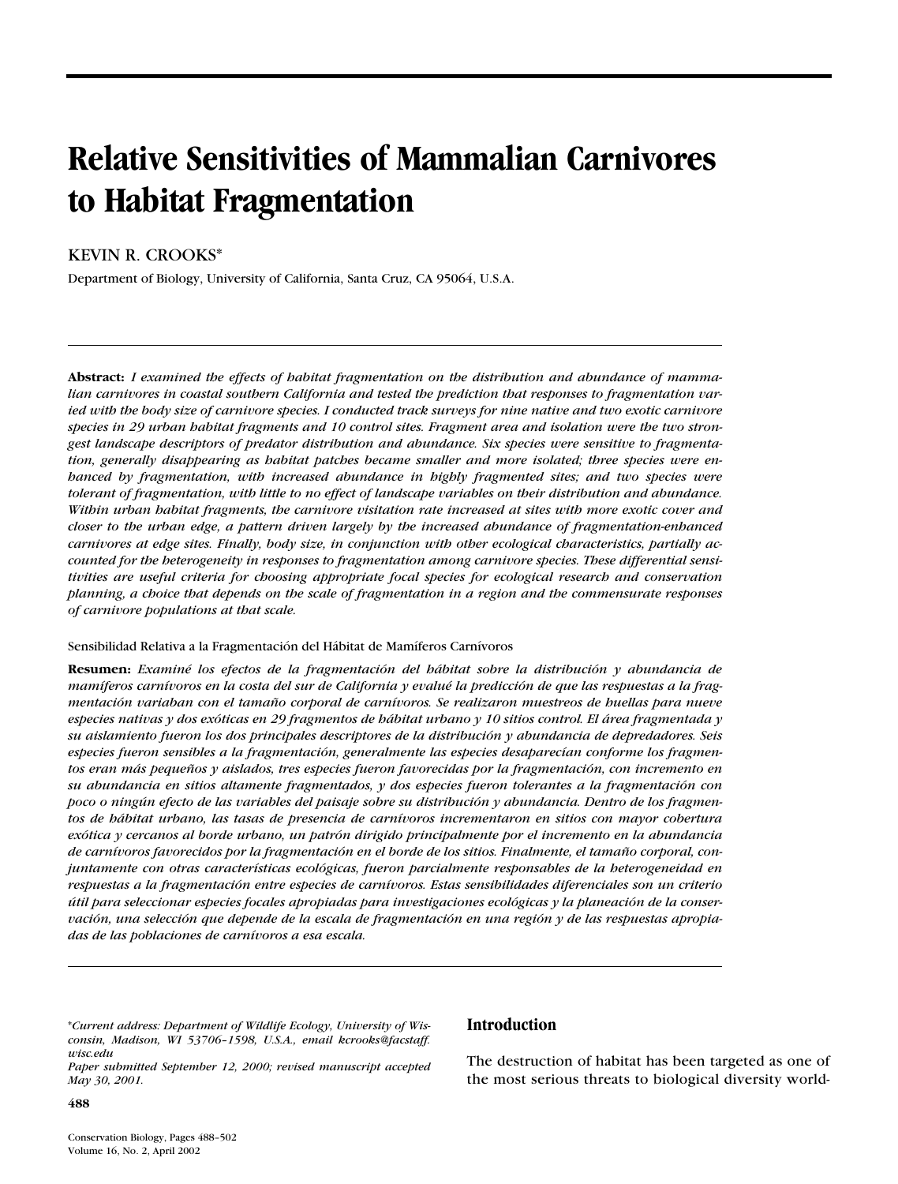# Relative Sensitivities of Mammalian Carnivores to Habitat Fragmentation

KEVIN R. CROOKS*

Department of Biology, University of California, Santa Cruz, CA 95064, U.S.A.

**Abstract:** *I examined the effects of habitat fragmentation on the distribution and abundance of mammalian carnivores in coastal southern California and tested the prediction that responses to fragmentation varied with the body size of carnivore species. I conducted track surveys for nine native and two exotic carnivore species in 29 urban habitat fragments and 10 control sites. Fragment area and isolation were the two strongest landscape descriptors of predator distribution and abundance. Six species were sensitive to fragmentation, generally disappearing as habitat patches became smaller and more isolated; three species were enhanced by fragmentation, with increased abundance in highly fragmented sites; and two species were tolerant of fragmentation, with little to no effect of landscape variables on their distribution and abundance. Within urban habitat fragments, the carnivore visitation rate increased at sites with more exotic cover and closer to the urban edge, a pattern driven largely by the increased abundance of fragmentation-enhanced carnivores at edge sites. Finally, body size, in conjunction with other ecological characteristics, partially accounted for the heterogeneity in responses to fragmentation among carnivore species. These differential sensitivities are useful criteria for choosing appropriate focal species for ecological research and conservation planning, a choice that depends on the scale of fragmentation in a region and the commensurate responses of carnivore populations at that scale.*

Sensibilidad Relativa a la Fragmentación del Hábitat de Mamíferos Carnívoros

**Resumen:** *Examiné los efectos de la fragmentación del hábitat sobre la distribución y abundancia de mamíferos carnívoros en la costa del sur de California y evalué la predicción de que las respuestas a la fragmentación variaban con el tamaño corporal de carnívoros. Se realizaron muestreos de huellas para nueve especies nativas y dos exóticas en 29 fragmentos de hábitat urbano y 10 sitios control. El área fragmentada y su aislamiento fueron los dos principales descriptores de la distribución y abundancia de depredadores. Seis especies fueron sensibles a la fragmentación, generalmente las especies desaparecían conforme los fragmentos eran más pequeños y aislados, tres especies fueron favorecidas por la fragmentación, con incremento en su abundancia en sitios altamente fragmentados, y dos especies fueron tolerantes a la fragmentación con poco o ningún efecto de las variables del paisaje sobre su distribución y abundancia. Dentro de los fragmentos de hábitat urbano, las tasas de presencia de carnívoros incrementaron en sitios con mayor cobertura exótica y cercanos al borde urbano, un patrón dirigido principalmente por el incremento en la abundancia de carnívoros favorecidos por la fragmentación en el borde de los sitios. Finalmente, el tamaño corporal, conjuntamente con otras características ecológicas, fueron parcialmente responsables de la heterogeneidad en respuestas a la fragmentación entre especies de carnívoros. Estas sensibilidades diferenciales son un criterio útil para seleccionar especies focales apropiadas para investigaciones ecológicas y la planeación de la conservación, una selección que depende de la escala de fragmentación en una región y de las respuestas apropiadas de las poblaciones de carnívoros a esa escala.*

*Current address: Department of Wildlife Ecology, University of Wisconsin, Madison, WI 53706-1598, U.S.A., email kcrooks@facstaff.wisc.edu
Paper submitted September 12, 2000; revised manuscript accepted May 30, 2001.*

## Introduction

The destruction of habitat has been targeted as one of the most serious threats to biological diversity world-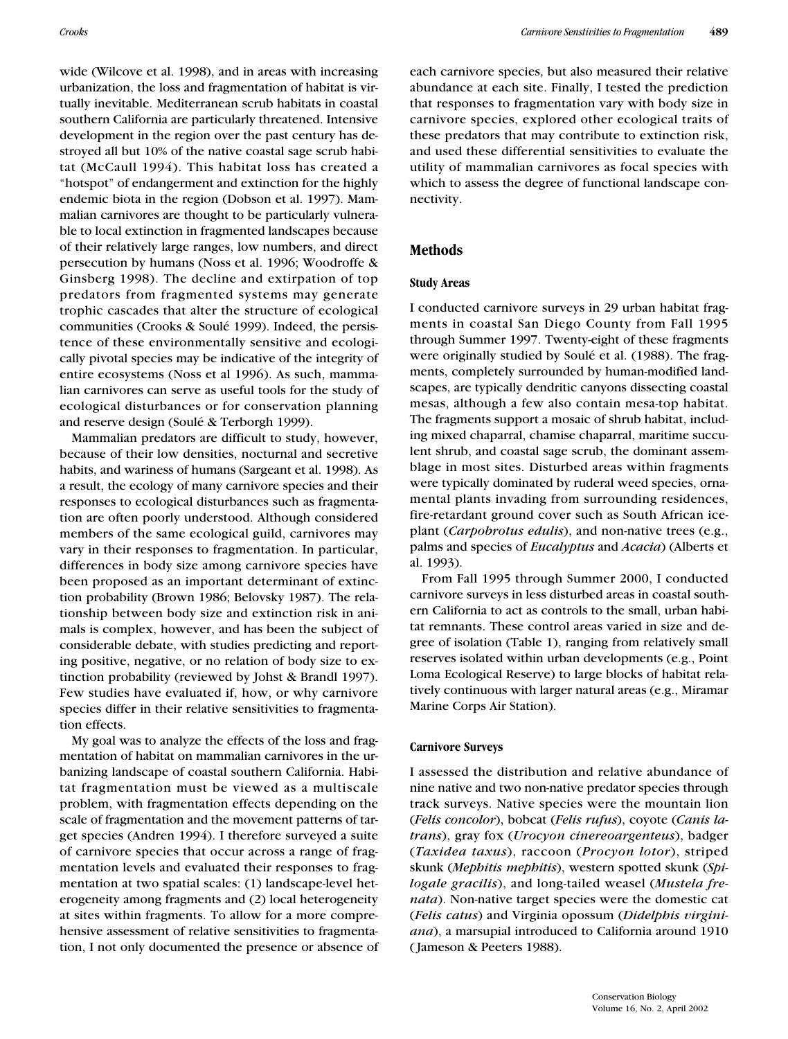wide (Wilcove et al. 1998), and in areas with increasing urbanization, the loss and fragmentation of habitat is virtually inevitable. Mediterranean scrub habitats in coastal southern California are particularly threatened. Intensive development in the region over the past century has destroyed all but 10% of the native coastal sage scrub habitat (McCaull 1994). This habitat loss has created a "hotspot" of endangerment and extinction for the highly endemic biota in the region (Dobson et al. 1997). Mammalian carnivores are thought to be particularly vulnerable to local extinction in fragmented landscapes because of their relatively large ranges, low numbers, and direct persecution by humans (Noss et al. 1996; Woodroffe & Ginsberg 1998). The decline and extirpation of top predators from fragmented systems may generate trophic cascades that alter the structure of ecological communities (Crooks & Soulé 1999). Indeed, the persistence of these environmentally sensitive and ecologically pivotal species may be indicative of the integrity of entire ecosystems (Noss et al 1996). As such, mammalian carnivores can serve as useful tools for the study of ecological disturbances or for conservation planning and reserve design (Soulé & Terborgh 1999).

Mammalian predators are difficult to study, however, because of their low densities, nocturnal and secretive habits, and wariness of humans (Sargeant et al. 1998). As a result, the ecology of many carnivore species and their responses to ecological disturbances such as fragmentation are often poorly understood. Although considered members of the same ecological guild, carnivores may vary in their responses to fragmentation. In particular, differences in body size among carnivore species have been proposed as an important determinant of extinction probability (Brown 1986; Belovsky 1987). The relationship between body size and extinction risk in animals is complex, however, and has been the subject of considerable debate, with studies predicting and reporting positive, negative, or no relation of body size to extinction probability (reviewed by Johst & Brandl 1997). Few studies have evaluated if, how, or why carnivore species differ in their relative sensitivities to fragmentation effects.

My goal was to analyze the effects of the loss and fragmentation of habitat on mammalian carnivores in the urbanizing landscape of coastal southern California. Habitat fragmentation must be viewed as a multiscale problem, with fragmentation effects depending on the scale of fragmentation and the movement patterns of target species (Andren 1994). I therefore surveyed a suite of carnivore species that occur across a range of fragmentation levels and evaluated their responses to fragmentation at two spatial scales: (1) landscape-level heterogeneity among fragments and (2) local heterogeneity at sites within fragments. To allow for a more comprehensive assessment of relative sensitivities to fragmentation, I not only documented the presence or absence of each carnivore species, but also measured their relative abundance at each site. Finally, I tested the prediction that responses to fragmentation vary with body size in carnivore species, explored other ecological traits of these predators that may contribute to extinction risk, and used these differential sensitivities to evaluate the utility of mammalian carnivores as focal species with which to assess the degree of functional landscape connectivity.

## Methods

### Study Areas

I conducted carnivore surveys in 29 urban habitat fragments in coastal San Diego County from Fall 1995 through Summer 1997. Twenty-eight of these fragments were originally studied by Soulé et al. (1988). The fragments, completely surrounded by human-modified landscapes, are typically dendritic canyons dissecting coastal mesas, although a few also contain mesa-top habitat. The fragments support a mosaic of shrub habitat, including mixed chaparral, chamise chaparral, maritime succulent shrub, and coastal sage scrub, the dominant assemblage in most sites. Disturbed areas within fragments were typically dominated by ruderal weed species, ornamental plants invading from surrounding residences, fire-retardant ground cover such as South African iceplant (*Carpobrotus edulis*), and non-native trees (e.g., palms and species of *Eucalyptus* and *Acacia*) (Alberts et al. 1993).

From Fall 1995 through Summer 2000, I conducted carnivore surveys in less disturbed areas in coastal southern California to act as controls to the small, urban habitat remnants. These control areas varied in size and degree of isolation (Table 1), ranging from relatively small reserves isolated within urban developments (e.g., Point Loma Ecological Reserve) to large blocks of habitat relatively continuous with larger natural areas (e.g., Miramar Marine Corps Air Station).

### Carnivore Surveys

I assessed the distribution and relative abundance of nine native and two non-native predator species through track surveys. Native species were the mountain lion (*Felis concolor*), bobcat (*Felis rufus*), coyote (*Canis latrans*), gray fox (*Urocyon cinereoargenteus*), badger (*Taxidea taxus*), raccoon (*Procyon lotor*), striped skunk (*Mephitis mephitis*), western spotted skunk (*Spilogale gracilis*), and long-tailed weasel (*Mustela frenata*). Non-native target species were the domestic cat (*Felis catus*) and Virginia opossum (*Didelphis virginiana*), a marsupial introduced to California around 1910 (Jameson & Peeters 1988).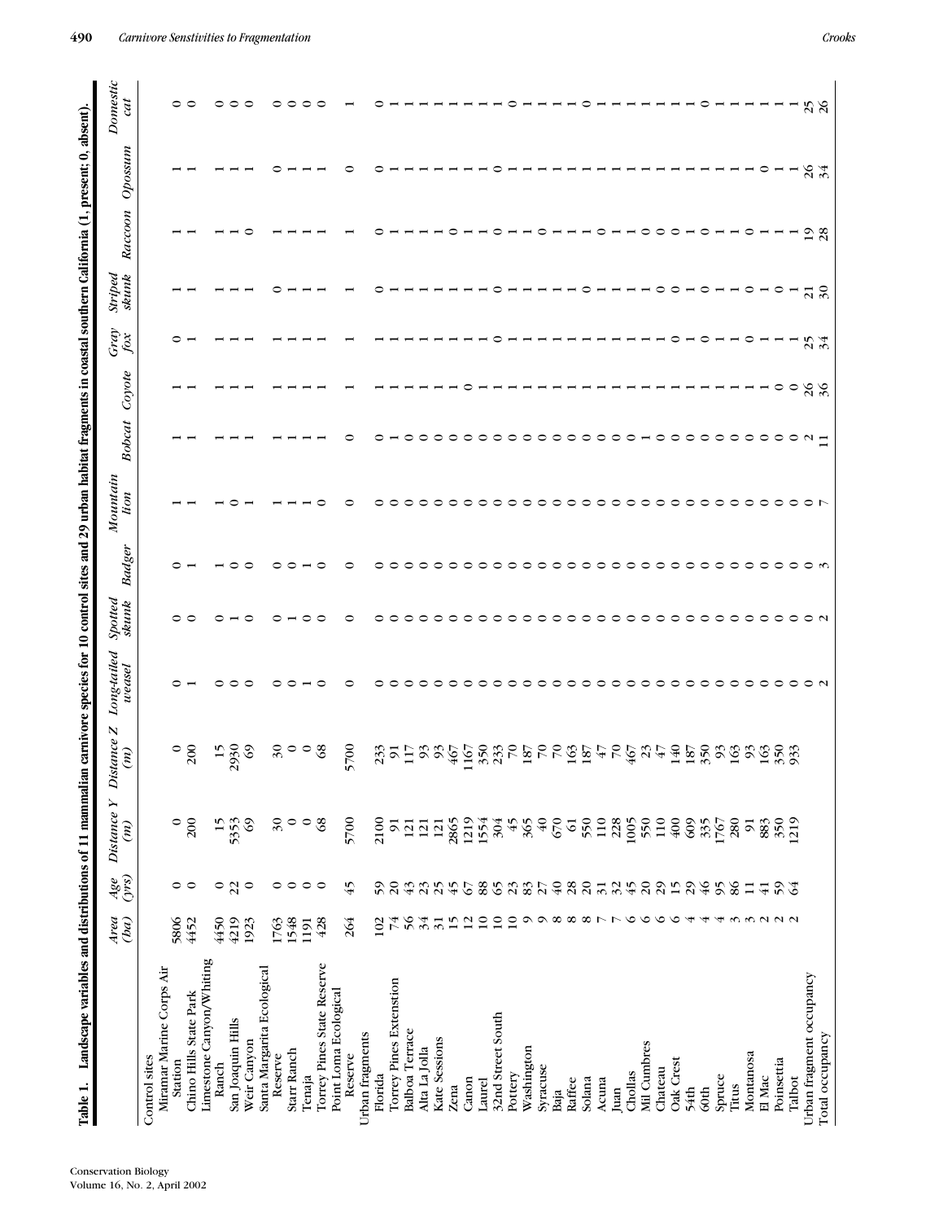**Table 1. Landscape variables and distributions of 11 mammalian carnivore species for 10 control sites and 29 urban habitat fragments in coastal southern California (1, present; 0, absent).**

| | Area (ha) | Age (yrs) | Distance Y (m) | Distance Z (m) | Long-tailed weasel | Spotted skunk | Badger | Mountain lion | Bobcat | Coyote | Gray fox | Striped skunk | Raccoon | Opossum | Domestic cat |
|---|---|---|---|---|---|---|---|---|---|---|---|---|---|---|---|
| Control sites | | | | | | | | | | | | | | | |
| Miramar Marine Corps Air Station | 5806 | 0 | 0 | 0 | 0 | 0 | 0 | 1 | 1 | 1 | 0 | 1 | 1 | 1 | 0 |
| Chino Hills State Park | 4452 | 0 | 200 | 200 | 1 | 0 | 1 | 1 | 1 | 1 | 1 | 1 | 1 | 1 | 0 |
| Limestone Canyon/Whiting Ranch | 4450 | 0 | 15 | 15 | 0 | 0 | 1 | 1 | 1 | 1 | 1 | 1 | 1 | 1 | 0 |
| San Joaquin Hills | 4219 | 22 | 5353 | 2930 | 0 | 1 | 0 | 0 | 1 | 1 | 1 | 1 | 1 | 1 | 0 |
| Weir Canyon | 1923 | 0 | 69 | 69 | 0 | 0 | 0 | 1 | 1 | 1 | 1 | 1 | 0 | 1 | 0 |
| Santa Margarita Ecological Reserve | 1763 | 0 | 30 | 30 | 0 | 0 | 0 | 1 | 1 | 1 | 1 | 0 | 1 | 0 | 0 |
| Starr Ranch | 1548 | 0 | 0 | 0 | 0 | 1 | 0 | 1 | 1 | 1 | 1 | 1 | 1 | 1 | 0 |
| Tenaja | 1191 | 0 | 0 | 0 | 1 | 0 | 1 | 1 | 1 | 1 | 1 | 1 | 1 | 1 | 0 |
| Torrey Pines State Reserve | 428 | 0 | 68 | 68 | 0 | 0 | 0 | 0 | 1 | 1 | 1 | 1 | 1 | 1 | 0 |
| Point Loma Ecological Reserve | 264 | 45 | 5700 | 5700 | 0 | 0 | 0 | 0 | 0 | 1 | 1 | 1 | 1 | 0 | 1 |
| Urban fragments | | | | | | | | | | | | | | | |
| Florida | 102 | 59 | 2100 | 233 | 0 | 0 | 0 | 0 | 0 | 1 | 1 | 0 | 0 | 0 | 0 |
| Torrey Pines Extenstion | 74 | 20 | 91 | 91 | 0 | 0 | 0 | 0 | 1 | 1 | 1 | 1 | 1 | 1 | 1 |
| Balboa Terrace | 56 | 43 | 121 | 117 | 0 | 0 | 0 | 0 | 0 | 1 | 1 | 1 | 1 | 1 | 1 |
| Alta La Jolla | 34 | 23 | 121 | 93 | 0 | 0 | 0 | 0 | 0 | 1 | 1 | 1 | 1 | 1 | 1 |
| Kate Sessions | 31 | 25 | 121 | 93 | 0 | 0 | 0 | 0 | 0 | 1 | 1 | 1 | 1 | 1 | 1 |
| Zena | 15 | 45 | 2865 | 467 | 0 | 0 | 0 | 0 | 0 | 1 | 1 | 1 | 0 | 1 | 1 |
| Canon | 12 | 67 | 1219 | 1167 | 0 | 0 | 0 | 0 | 0 | 0 | 1 | 1 | 1 | 1 | 1 |
| Laurel | 10 | 88 | 1554 | 350 | 0 | 0 | 0 | 0 | 0 | 1 | 1 | 1 | 1 | 1 | 1 |
| 32nd Street South | 10 | 65 | 304 | 233 | 0 | 0 | 0 | 0 | 0 | 1 | 0 | 0 | 0 | 0 | 1 |
| Pottery | 10 | 23 | 45 | 70 | 0 | 0 | 0 | 0 | 0 | 1 | 1 | 1 | 1 | 1 | 0 |
| Washington | 9 | 83 | 365 | 187 | 0 | 0 | 0 | 0 | 0 | 1 | 1 | 1 | 1 | 1 | 1 |
| Syracuse | 9 | 27 | 40 | 70 | 0 | 0 | 0 | 0 | 0 | 1 | 1 | 1 | 0 | 1 | 1 |
| Baja | 8 | 40 | 670 | 70 | 0 | 0 | 0 | 0 | 0 | 1 | 1 | 1 | 1 | 1 | 1 |
| Raffee | 8 | 28 | 61 | 163 | 0 | 0 | 0 | 0 | 0 | 1 | 1 | 1 | 1 | 1 | 1 |
| Solana | 8 | 20 | 550 | 187 | 0 | 0 | 0 | 0 | 0 | 1 | 1 | 0 | 1 | 1 | 0 |
| Acuna | 7 | 31 | 110 | 47 | 0 | 0 | 0 | 0 | 0 | 1 | 1 | 1 | 0 | 1 | 1 |
| Juan | 7 | 32 | 228 | 70 | 0 | 0 | 0 | 0 | 0 | 1 | 1 | 1 | 1 | 1 | 1 |
| Chollas | 6 | 45 | 1005 | 467 | 0 | 0 | 0 | 0 | 0 | 1 | 1 | 1 | 1 | 1 | 1 |
| Mil Cumbres | 6 | 20 | 550 | 23 | 0 | 0 | 0 | 0 | 1 | 1 | 1 | 1 | 0 | 1 | 1 |
| Chateau | 6 | 29 | 110 | 47 | 0 | 0 | 0 | 0 | 0 | 1 | 1 | 0 | 0 | 1 | 1 |
| Oak Crest | 6 | 15 | 400 | 140 | 0 | 0 | 0 | 0 | 0 | 1 | 0 | 0 | 0 | 1 | 1 |
| 54th | 4 | 29 | 609 | 187 | 0 | 0 | 0 | 0 | 0 | 1 | 1 | 1 | 1 | 1 | 1 |
| 60th | 4 | 46 | 335 | 350 | 0 | 0 | 0 | 0 | 0 | 1 | 0 | 0 | 0 | 1 | 0 |
| Spruce | 4 | 95 | 1767 | 93 | 0 | 0 | 0 | 0 | 0 | 1 | 1 | 1 | 1 | 1 | 1 |
| Titus | 3 | 86 | 280 | 163 | 0 | 0 | 0 | 0 | 0 | 1 | 1 | 1 | 1 | 1 | 1 |
| Montanosa | 3 | 11 | 91 | 93 | 0 | 0 | 0 | 0 | 0 | 1 | 0 | 0 | 0 | 1 | 1 |
| El Mac | 2 | 41 | 883 | 163 | 0 | 0 | 0 | 0 | 0 | 1 | 1 | 1 | 1 | 0 | 1 |
| Poinsettia | 2 | 59 | 350 | 350 | 0 | 0 | 0 | 0 | 0 | 0 | 1 | 0 | 1 | 1 | 1 |
| Talbot | 2 | 64 | 1219 | 933 | 0 | 0 | 0 | 0 | 0 | 0 | 1 | 1 | 1 | 1 | 1 |
| Urban fragment occupancy | | | | | 0 | 0 | 0 | 0 | 2 | 26 | 25 | 21 | 19 | 26 | 25 |
| Total occupancy | | | | | 2 | 2 | 3 | 7 | 11 | 36 | 34 | 30 | 28 | 34 | 26 |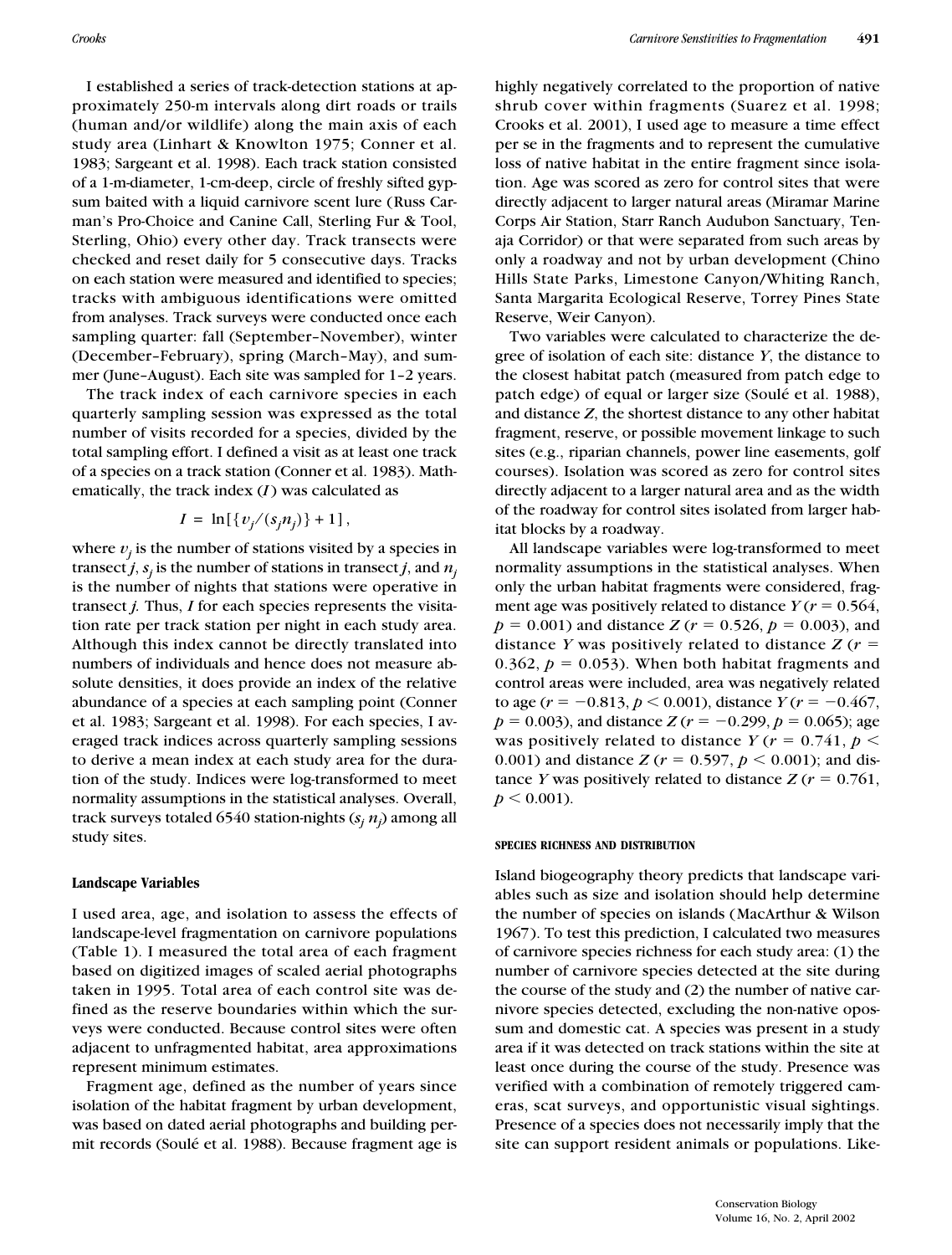I established a series of track-detection stations at approximately 250-m intervals along dirt roads or trails (human and/or wildlife) along the main axis of each study area (Linhart & Knowlton 1975; Conner et al. 1983; Sargeant et al. 1998). Each track station consisted of a 1-m-diameter, 1-cm-deep, circle of freshly sifted gypsum baited with a liquid carnivore scent lure (Russ Carman's Pro-Choice and Canine Call, Sterling Fur & Tool, Sterling, Ohio) every other day. Track transects were checked and reset daily for 5 consecutive days. Tracks on each station were measured and identified to species; tracks with ambiguous identifications were omitted from analyses. Track surveys were conducted once each sampling quarter: fall (September–November), winter (December–February), spring (March–May), and summer (June–August). Each site was sampled for 1–2 years.

The track index of each carnivore species in each quarterly sampling session was expressed as the total number of visits recorded for a species, divided by the total sampling effort. I defined a visit as at least one track of a species on a track station (Conner et al. 1983). Mathematically, the track index ($I$) was calculated as

$$I = \ln[\{v_j/(s_j n_j)\} + 1],$$

where $v_j$ is the number of stations visited by a species in transect $j$, $s_j$ is the number of stations in transect $j$, and $n_j$ is the number of nights that stations were operative in transect $j$. Thus, $I$ for each species represents the visitation rate per track station per night in each study area. Although this index cannot be directly translated into numbers of individuals and hence does not measure absolute densities, it does provide an index of the relative abundance of a species at each sampling point (Conner et al. 1983; Sargeant et al. 1998). For each species, I averaged track indices across quarterly sampling sessions to derive a mean index at each study area for the duration of the study. Indices were log-transformed to meet normality assumptions in the statistical analyses. Overall, track surveys totaled 6540 station-nights ($s_j$ $n_j$) among all study sites.

### Landscape Variables

I used area, age, and isolation to assess the effects of landscape-level fragmentation on carnivore populations (Table 1). I measured the total area of each fragment based on digitized images of scaled aerial photographs taken in 1995. Total area of each control site was defined as the reserve boundaries within which the surveys were conducted. Because control sites were often adjacent to unfragmented habitat, area approximations represent minimum estimates.

Fragment age, defined as the number of years since isolation of the habitat fragment by urban development, was based on dated aerial photographs and building permit records (Soulé et al. 1988). Because fragment age is highly negatively correlated to the proportion of native shrub cover within fragments (Suarez et al. 1998; Crooks et al. 2001), I used age to measure a time effect per se in the fragments and to represent the cumulative loss of native habitat in the entire fragment since isolation. Age was scored as zero for control sites that were directly adjacent to larger natural areas (Miramar Marine Corps Air Station, Starr Ranch Audubon Sanctuary, Tenaja Corridor) or that were separated from such areas by only a roadway and not by urban development (Chino Hills State Parks, Limestone Canyon/Whiting Ranch, Santa Margarita Ecological Reserve, Torrey Pines State Reserve, Weir Canyon).

Two variables were calculated to characterize the degree of isolation of each site: distance $Y$, the distance to the closest habitat patch (measured from patch edge to patch edge) of equal or larger size (Soulé et al. 1988), and distance $Z$, the shortest distance to any other habitat fragment, reserve, or possible movement linkage to such sites (e.g., riparian channels, power line easements, golf courses). Isolation was scored as zero for control sites directly adjacent to a larger natural area and as the width of the roadway for control sites isolated from larger habitat blocks by a roadway.

All landscape variables were log-transformed to meet normality assumptions in the statistical analyses. When only the urban habitat fragments were considered, fragment age was positively related to distance $Y$ ($r = 0.564$, $p = 0.001$) and distance $Z$ ($r = 0.526$, $p = 0.003$), and distance $Y$ was positively related to distance $Z$ ($r = 0.362$, $p = 0.053$). When both habitat fragments and control areas were included, area was negatively related to age ($r = -0.813$, $p < 0.001$), distance $Y$ ($r = -0.467$, $p = 0.003$), and distance $Z$ ($r = -0.299$, $p = 0.065$); age was positively related to distance $Y$ ($r = 0.741$, $p < 0.001$) and distance $Z$ ($r = 0.597$, $p < 0.001$); and distance $Y$ was positively related to distance $Z$ ($r = 0.761$, $p < 0.001$).

## SPECIES RICHNESS AND DISTRIBUTION

Island biogeography theory predicts that landscape variables such as size and isolation should help determine the number of species on islands (MacArthur & Wilson 1967). To test this prediction, I calculated two measures of carnivore species richness for each study area: (1) the number of carnivore species detected at the site during the course of the study and (2) the number of native carnivore species detected, excluding the non-native opossum and domestic cat. A species was present in a study area if it was detected on track stations within the site at least once during the course of the study. Presence was verified with a combination of remotely triggered cameras, scat surveys, and opportunistic visual sightings. Presence of a species does not necessarily imply that the site can support resident animals or populations. Like-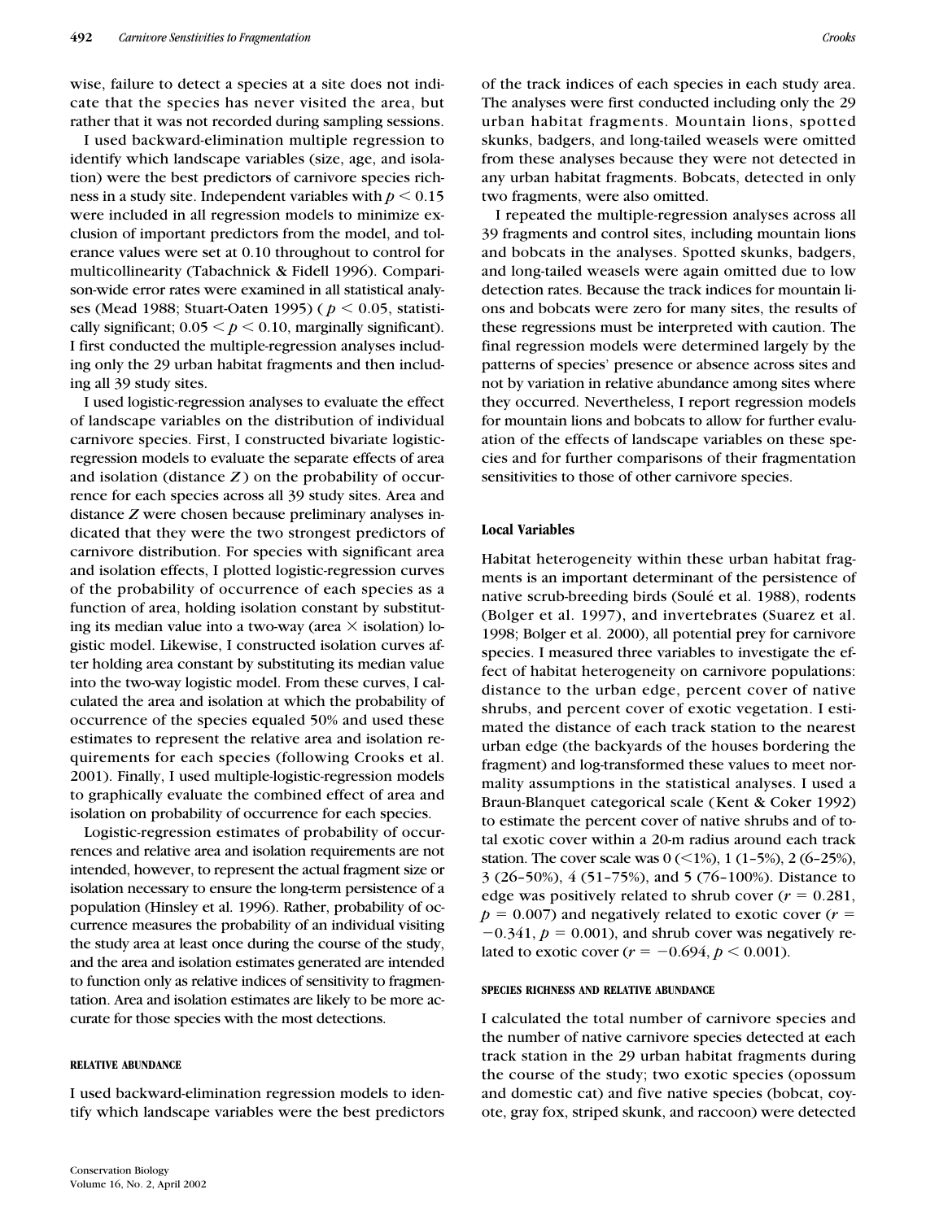wise, failure to detect a species at a site does not indicate that the species has never visited the area, but rather that it was not recorded during sampling sessions.

I used backward-elimination multiple regression to identify which landscape variables (size, age, and isolation) were the best predictors of carnivore species richness in a study site. Independent variables with $p < 0.15$ were included in all regression models to minimize exclusion of important predictors from the model, and tolerance values were set at 0.10 throughout to control for multicollinearity (Tabachnick & Fidell 1996). Comparison-wide error rates were examined in all statistical analyses (Mead 1988; Stuart-Oaten 1995) ($p < 0.05$, statistically significant; $0.05 < p < 0.10$, marginally significant). I first conducted the multiple-regression analyses including only the 29 urban habitat fragments and then including all 39 study sites.

I used logistic-regression analyses to evaluate the effect of landscape variables on the distribution of individual carnivore species. First, I constructed bivariate logistic-regression models to evaluate the separate effects of area and isolation (distance $Z$) on the probability of occurrence for each species across all 39 study sites. Area and distance $Z$ were chosen because preliminary analyses indicated that they were the two strongest predictors of carnivore distribution. For species with significant area and isolation effects, I plotted logistic-regression curves of the probability of occurrence of each species as a function of area, holding isolation constant by substituting its median value into a two-way (area $\times$ isolation) logistic model. Likewise, I constructed isolation curves after holding area constant by substituting its median value into the two-way logistic model. From these curves, I calculated the area and isolation at which the probability of occurrence of the species equaled 50% and used these estimates to represent the relative area and isolation requirements for each species (following Crooks et al. 2001). Finally, I used multiple-logistic-regression models to graphically evaluate the combined effect of area and isolation on probability of occurrence for each species.

Logistic-regression estimates of probability of occurrences and relative area and isolation requirements are not intended, however, to represent the actual fragment size or isolation necessary to ensure the long-term persistence of a population (Hinsley et al. 1996). Rather, probability of occurrence measures the probability of an individual visiting the study area at least once during the course of the study, and the area and isolation estimates generated are intended to function only as relative indices of sensitivity to fragmentation. Area and isolation estimates are likely to be more accurate for those species with the most detections.

#### RELATIVE ABUNDANCE

I used backward-elimination regression models to identify which landscape variables were the best predictors of the track indices of each species in each study area. The analyses were first conducted including only the 29 urban habitat fragments. Mountain lions, spotted skunks, badgers, and long-tailed weasels were omitted from these analyses because they were not detected in any urban habitat fragments. Bobcats, detected in only two fragments, were also omitted.

I repeated the multiple-regression analyses across all 39 fragments and control sites, including mountain lions and bobcats in the analyses. Spotted skunks, badgers, and long-tailed weasels were again omitted due to low detection rates. Because the track indices for mountain lions and bobcats were zero for many sites, the results of these regressions must be interpreted with caution. The final regression models were determined largely by the patterns of species' presence or absence across sites and not by variation in relative abundance among sites where they occurred. Nevertheless, I report regression models for mountain lions and bobcats to allow for further evaluation of the effects of landscape variables on these species and for further comparisons of their fragmentation sensitivities to those of other carnivore species.

### Local Variables

Habitat heterogeneity within these urban habitat fragments is an important determinant of the persistence of native scrub-breeding birds (Soulé et al. 1988), rodents (Bolger et al. 1997), and invertebrates (Suarez et al. 1998; Bolger et al. 2000), all potential prey for carnivore species. I measured three variables to investigate the effect of habitat heterogeneity on carnivore populations: distance to the urban edge, percent cover of native shrubs, and percent cover of exotic vegetation. I estimated the distance of each track station to the nearest urban edge (the backyards of the houses bordering the fragment) and log-transformed these values to meet normality assumptions in the statistical analyses. I used a Braun-Blanquet categorical scale (Kent & Coker 1992) to estimate the percent cover of native shrubs and of total exotic cover within a 20-m radius around each track station. The cover scale was 0 (<1%), 1 (1–5%), 2 (6–25%), 3 (26–50%), 4 (51–75%), and 5 (76–100%). Distance to edge was positively related to shrub cover ($r = 0.281$, $p = 0.007$) and negatively related to exotic cover ($r = -0.341$, $p = 0.001$), and shrub cover was negatively related to exotic cover ($r = -0.694$, $p < 0.001$).

#### SPECIES RICHNESS AND RELATIVE ABUNDANCE

I calculated the total number of carnivore species and the number of native carnivore species detected at each track station in the 29 urban habitat fragments during the course of the study; two exotic species (opossum and domestic cat) and five native species (bobcat, coyote, gray fox, striped skunk, and raccoon) were detected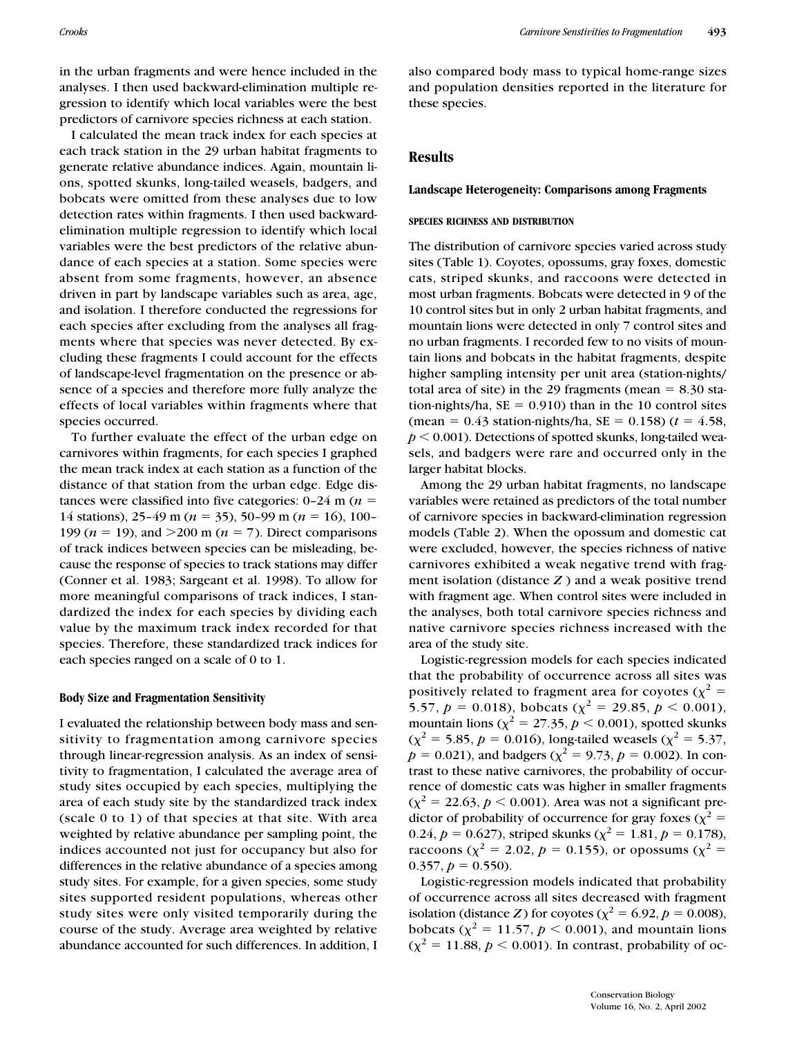in the urban fragments and were hence included in the analyses. I then used backward-elimination multiple regression to identify which local variables were the best predictors of carnivore species richness at each station.

I calculated the mean track index for each species at each track station in the 29 urban habitat fragments to generate relative abundance indices. Again, mountain lions, spotted skunks, long-tailed weasels, badgers, and bobcats were omitted from these analyses due to low detection rates within fragments. I then used backward-elimination multiple regression to identify which local variables were the best predictors of the relative abundance of each species at a station. Some species were absent from some fragments, however, an absence driven in part by landscape variables such as area, age, and isolation. I therefore conducted the regressions for each species after excluding from the analyses all fragments where that species was never detected. By excluding these fragments I could account for the effects of landscape-level fragmentation on the presence or absence of a species and therefore more fully analyze the effects of local variables within fragments where that species occurred.

To further evaluate the effect of the urban edge on carnivores within fragments, for each species I graphed the mean track index at each station as a function of the distance of that station from the urban edge. Edge distances were classified into five categories: 0–24 m ($n$ = 14 stations), 25–49 m ($n$ = 35), 50–99 m ($n$ = 16), 100–199 ($n$ = 19), and >200 m ($n$ = 7). Direct comparisons of track indices between species can be misleading, because the response of species to track stations may differ (Conner et al. 1983; Sargeant et al. 1998). To allow for more meaningful comparisons of track indices, I standardized the index for each species by dividing each value by the maximum track index recorded for that species. Therefore, these standardized track indices for each species ranged on a scale of 0 to 1.

### Body Size and Fragmentation Sensitivity

I evaluated the relationship between body mass and sensitivity to fragmentation among carnivore species through linear-regression analysis. As an index of sensitivity to fragmentation, I calculated the average area of study sites occupied by each species, multiplying the area of each study site by the standardized track index (scale 0 to 1) of that species at that site. With area weighted by relative abundance per sampling point, the indices accounted not just for occupancy but also for differences in the relative abundance of a species among study sites. For example, for a given species, some study sites supported resident populations, whereas other study sites were only visited temporarily during the course of the study. Average area weighted by relative abundance accounted for such differences. In addition, I also compared body mass to typical home-range sizes and population densities reported in the literature for these species.

## Results

### Landscape Heterogeneity: Comparisons among Fragments

#### Species Richness and Distribution

The distribution of carnivore species varied across study sites (Table 1). Coyotes, opossums, gray foxes, domestic cats, striped skunks, and raccoons were detected in most urban fragments. Bobcats were detected in 9 of the 10 control sites but in only 2 urban habitat fragments, and mountain lions were detected in only 7 control sites and no urban fragments. I recorded few to no visits of mountain lions and bobcats in the habitat fragments, despite higher sampling intensity per unit area (station-nights/total area of site) in the 29 fragments (mean = 8.30 station-nights/ha, SE = 0.910) than in the 10 control sites (mean = 0.43 station-nights/ha, SE = 0.158) ($t$ = 4.58, $p < 0.001$). Detections of spotted skunks, long-tailed weasels, and badgers were rare and occurred only in the larger habitat blocks.

Among the 29 urban habitat fragments, no landscape variables were retained as predictors of the total number of carnivore species in backward-elimination regression models (Table 2). When the opossum and domestic cat were excluded, however, the species richness of native carnivores exhibited a weak negative trend with fragment isolation (distance $Z$) and a weak positive trend with fragment age. When control sites were included in the analyses, both total carnivore species richness and native carnivore species richness increased with the area of the study site.

Logistic-regression models for each species indicated that the probability of occurrence across all sites was positively related to fragment area for coyotes ($\chi^2$ = 5.57, $p$ = 0.018), bobcats ($\chi^2$ = 29.85, $p < 0.001$), mountain lions ($\chi^2$ = 27.35, $p < 0.001$), spotted skunks ($\chi^2$ = 5.85, $p$ = 0.016), long-tailed weasels ($\chi^2$ = 5.37, $p$ = 0.021), and badgers ($\chi^2$ = 9.73, $p$ = 0.002). In contrast to these native carnivores, the probability of occurrence of domestic cats was higher in smaller fragments ($\chi^2$ = 22.63, $p < 0.001$). Area was not a significant predictor of probability of occurrence for gray foxes ($\chi^2$ = 0.24, $p$ = 0.627), striped skunks ($\chi^2$ = 1.81, $p$ = 0.178), raccoons ($\chi^2$ = 2.02, $p$ = 0.155), or opossums ($\chi^2$ = 0.357, $p$ = 0.550).

Logistic-regression models indicated that probability of occurrence across all sites decreased with fragment isolation (distance $Z$) for coyotes ($\chi^2$ = 6.92, $p$ = 0.008), bobcats ($\chi^2$ = 11.57, $p < 0.001$), and mountain lions ($\chi^2$ = 11.88, $p < 0.001$). In contrast, probability of oc-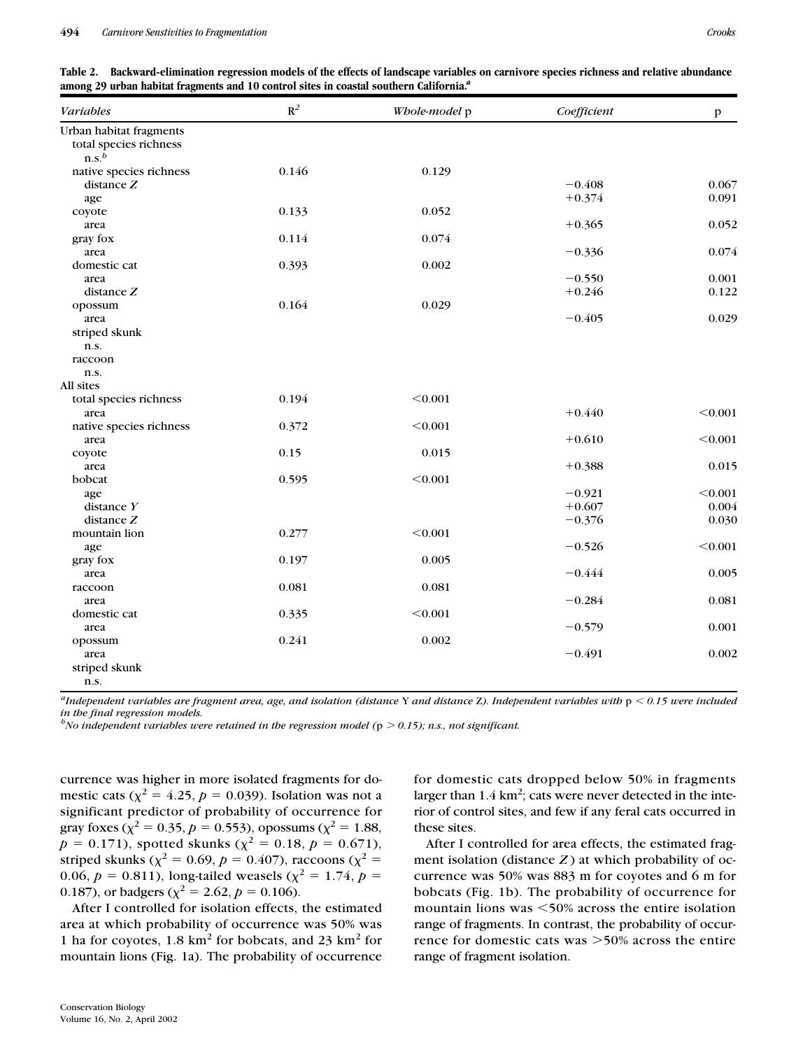**Table 2. Backward-elimination regression models of the effects of landscape variables on carnivore species richness and relative abundance among 29 urban habitat fragments and 10 control sites in coastal southern California.[a]**

| *Variables* | $R^2$ | *Whole-model* p | *Coefficient* | p |
|---|---|---|---|---|
| Urban habitat fragments | | | | |
| total species richness | | | | |
| n.s.[b] | | | | |
| native species richness | 0.146 | 0.129 | | |
| distance *Z* | | | −0.408 | 0.067 |
| age | | | +0.374 | 0.091 |
| coyote | 0.133 | 0.052 | | |
| area | | | +0.365 | 0.052 |
| gray fox | 0.114 | 0.074 | | |
| area | | | −0.336 | 0.074 |
| domestic cat | 0.393 | 0.002 | | |
| area | | | −0.550 | 0.001 |
| distance *Z* | | | +0.246 | 0.122 |
| opossum | 0.164 | 0.029 | | |
| area | | | −0.405 | 0.029 |
| striped skunk | | | | |
| n.s. | | | | |
| raccoon | | | | |
| n.s. | | | | |
| All sites | | | | |
| total species richness | 0.194 | <0.001 | | |
| area | | | +0.440 | <0.001 |
| native species richness | 0.372 | <0.001 | | |
| area | | | +0.610 | <0.001 |
| coyote | 0.15 | 0.015 | | |
| area | | | +0.388 | 0.015 |
| bobcat | 0.595 | <0.001 | | |
| age | | | −0.921 | <0.001 |
| distance *Y* | | | +0.607 | 0.004 |
| distance *Z* | | | −0.376 | 0.030 |
| mountain lion | 0.277 | <0.001 | | |
| age | | | −0.526 | <0.001 |
| gray fox | 0.197 | 0.005 | | |
| area | | | −0.444 | 0.005 |
| raccoon | 0.081 | 0.081 | | |
| area | | | −0.284 | 0.081 |
| domestic cat | 0.335 | <0.001 | | |
| area | | | −0.579 | 0.001 |
| opossum | 0.241 | 0.002 | | |
| area | | | −0.491 | 0.002 |
| striped skunk | | | | |
| n.s. | | | | |

[a] *Independent variables are fragment area, age, and isolation (distance* Y *and distance* Z*). Independent variables with* $p < 0.15$ *were included in the final regression models.*
[b] *No independent variables were retained in the regression model (*$p > 0.15$*); n.s., not significant.*

currence was higher in more isolated fragments for domestic cats ($\chi^2 = 4.25$, $p = 0.039$). Isolation was not a significant predictor of probability of occurrence for gray foxes ($\chi^2 = 0.35$, $p = 0.553$), opossums ($\chi^2 = 1.88$, $p = 0.171$), spotted skunks ($\chi^2 = 0.18$, $p = 0.671$), striped skunks ($\chi^2 = 0.69$, $p = 0.407$), raccoons ($\chi^2 = 0.06$, $p = 0.811$), long-tailed weasels ($\chi^2 = 1.74$, $p = 0.187$), or badgers ($\chi^2 = 2.62$, $p = 0.106$).

After I controlled for isolation effects, the estimated area at which probability of occurrence was 50% was 1 ha for coyotes, 1.8 $km^2$ for bobcats, and 23 $km^2$ for mountain lions (Fig. 1a). The probability of occurrence for domestic cats dropped below 50% in fragments larger than 1.4 $km^2$; cats were never detected in the interior of control sites, and few if any feral cats occurred in these sites.

After I controlled for area effects, the estimated fragment isolation (distance *Z*) at which probability of occurrence was 50% was 883 m for coyotes and 6 m for bobcats (Fig. 1b). The probability of occurrence for mountain lions was <50% across the entire isolation range of fragments. In contrast, the probability of occurrence for domestic cats was >50% across the entire range of fragment isolation.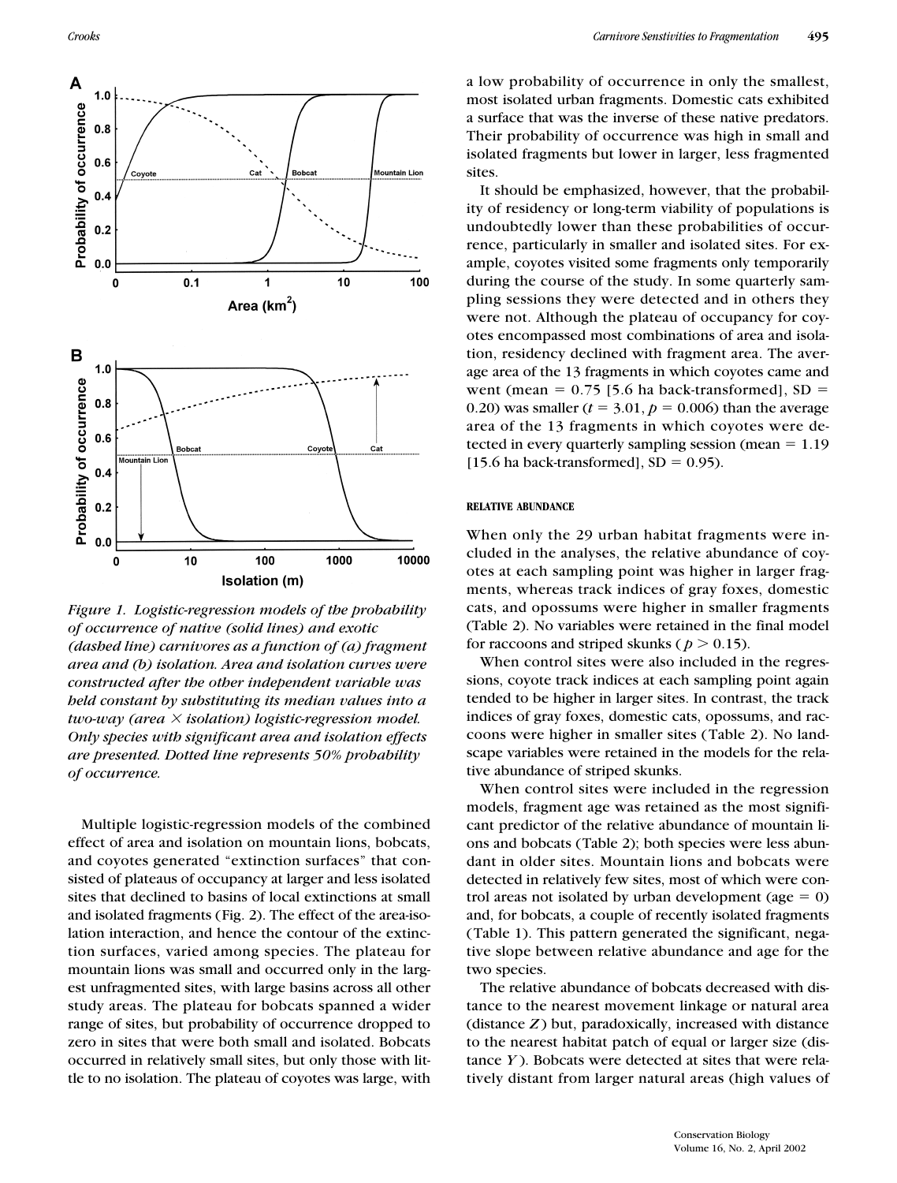*Figure 1. Logistic-regression models of the probability of occurrence of native (solid lines) and exotic (dashed line) carnivores as a function of (a) fragment area and (b) isolation. Area and isolation curves were constructed after the other independent variable was held constant by substituting its median values into a two-way (area × isolation) logistic-regression model. Only species with significant area and isolation effects are presented. Dotted line represents 50% probability of occurrence.*

Multiple logistic-regression models of the combined effect of area and isolation on mountain lions, bobcats, and coyotes generated "extinction surfaces" that consisted of plateaus of occupancy at larger and less isolated sites that declined to basins of local extinctions at small and isolated fragments (Fig. 2). The effect of the area-isolation interaction, and hence the contour of the extinction surfaces, varied among species. The plateau for mountain lions was small and occurred only in the largest unfragmented sites, with large basins across all other study areas. The plateau for bobcats spanned a wider range of sites, but probability of occurrence dropped to zero in sites that were both small and isolated. Bobcats occurred in relatively small sites, but only those with little to no isolation. The plateau of coyotes was large, with a low probability of occurrence in only the smallest, most isolated urban fragments. Domestic cats exhibited a surface that was the inverse of these native predators. Their probability of occurrence was high in small and isolated fragments but lower in larger, less fragmented sites.

It should be emphasized, however, that the probability of residency or long-term viability of populations is undoubtedly lower than these probabilities of occurrence, particularly in smaller and isolated sites. For example, coyotes visited some fragments only temporarily during the course of the study. In some quarterly sampling sessions they were detected and in others they were not. Although the plateau of occupancy for coyotes encompassed most combinations of area and isolation, residency declined with fragment area. The average area of the 13 fragments in which coyotes came and went (mean = 0.75 [5.6 ha back-transformed], SD = 0.20) was smaller ($t = 3.01$, $p = 0.006$) than the average area of the 13 fragments in which coyotes were detected in every quarterly sampling session (mean = 1.19 [15.6 ha back-transformed], SD = 0.95).

#### RELATIVE ABUNDANCE

When only the 29 urban habitat fragments were included in the analyses, the relative abundance of coyotes at each sampling point was higher in larger fragments, whereas track indices of gray foxes, domestic cats, and opossums were higher in smaller fragments (Table 2). No variables were retained in the final model for raccoons and striped skunks ($p > 0.15$).

When control sites were also included in the regressions, coyote track indices at each sampling point again tended to be higher in larger sites. In contrast, the track indices of gray foxes, domestic cats, opossums, and raccoons were higher in smaller sites (Table 2). No landscape variables were retained in the models for the relative abundance of striped skunks.

When control sites were included in the regression models, fragment age was retained as the most significant predictor of the relative abundance of mountain lions and bobcats (Table 2); both species were less abundant in older sites. Mountain lions and bobcats were detected in relatively few sites, most of which were control areas not isolated by urban development (age = 0) and, for bobcats, a couple of recently isolated fragments (Table 1). This pattern generated the significant, negative slope between relative abundance and age for the two species.

The relative abundance of bobcats decreased with distance to the nearest movement linkage or natural area (distance $Z$) but, paradoxically, increased with distance to the nearest habitat patch of equal or larger size (distance $Y$). Bobcats were detected at sites that were relatively distant from larger natural areas (high values of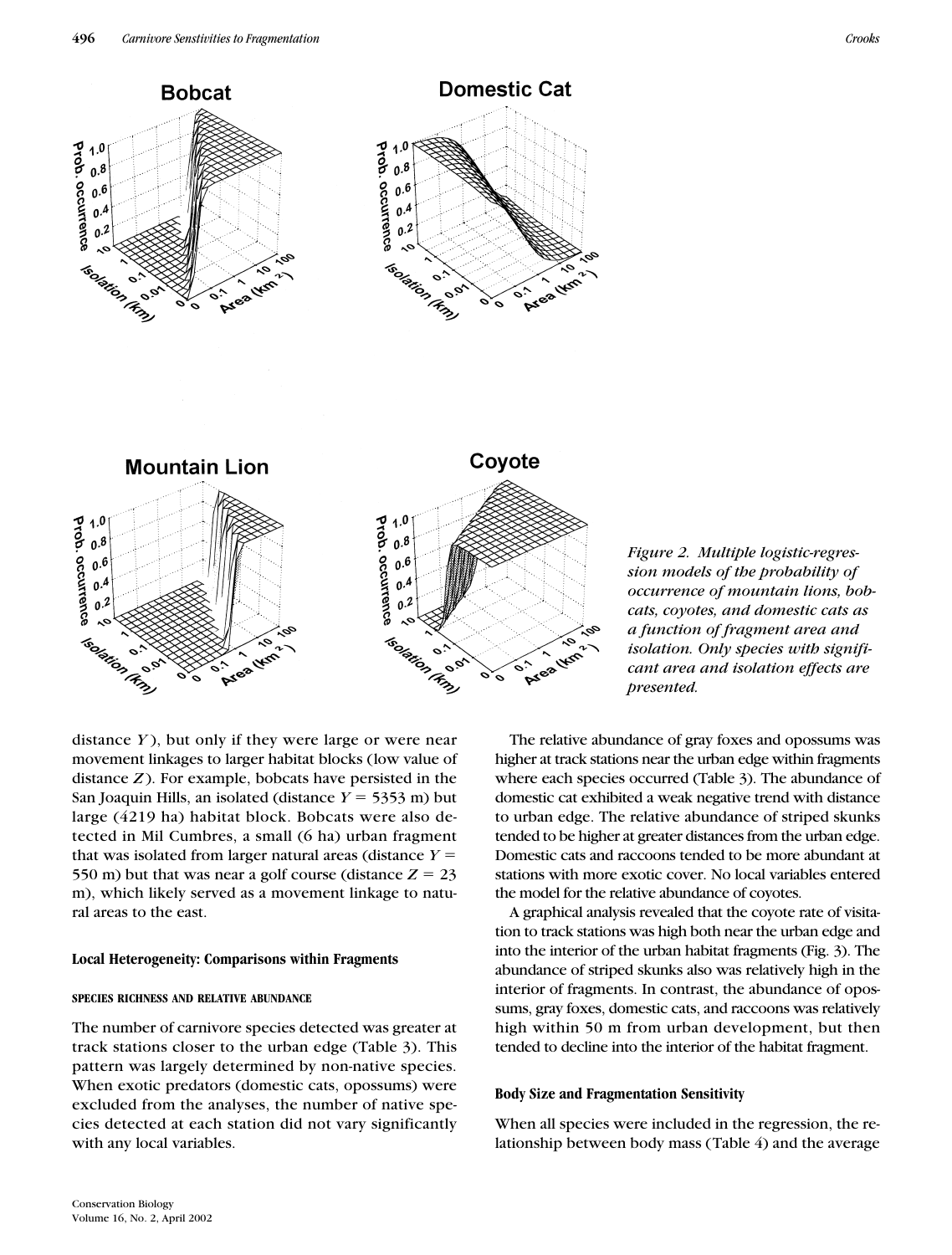*Figure 2. Multiple logistic-regression models of the probability of occurrence of mountain lions, bobcats, coyotes, and domestic cats as a function of fragment area and isolation. Only species with significant area and isolation effects are presented.*

distance $Y$), but only if they were large or were near movement linkages to larger habitat blocks (low value of distance $Z$). For example, bobcats have persisted in the San Joaquin Hills, an isolated (distance $Y = 5353$ m) but large (4219 ha) habitat block. Bobcats were also detected in Mil Cumbres, a small (6 ha) urban fragment that was isolated from larger natural areas (distance $Y = 550$ m) but that was near a golf course (distance $Z = 23$ m), which likely served as a movement linkage to natural areas to the east.

### Local Heterogeneity: Comparisons within Fragments

#### SPECIES RICHNESS AND RELATIVE ABUNDANCE

The number of carnivore species detected was greater at track stations closer to the urban edge (Table 3). This pattern was largely determined by non-native species. When exotic predators (domestic cats, opossums) were excluded from the analyses, the number of native species detected at each station did not vary significantly with any local variables.

The relative abundance of gray foxes and opossums was higher at track stations near the urban edge within fragments where each species occurred (Table 3). The abundance of domestic cat exhibited a weak negative trend with distance to urban edge. The relative abundance of striped skunks tended to be higher at greater distances from the urban edge. Domestic cats and raccoons tended to be more abundant at stations with more exotic cover. No local variables entered the model for the relative abundance of coyotes.

A graphical analysis revealed that the coyote rate of visitation to track stations was high both near the urban edge and into the interior of the urban habitat fragments (Fig. 3). The abundance of striped skunks also was relatively high in the interior of fragments. In contrast, the abundance of opossums, gray foxes, domestic cats, and raccoons was relatively high within 50 m from urban development, but then tended to decline into the interior of the habitat fragment.

### Body Size and Fragmentation Sensitivity

When all species were included in the regression, the relationship between body mass (Table 4) and the average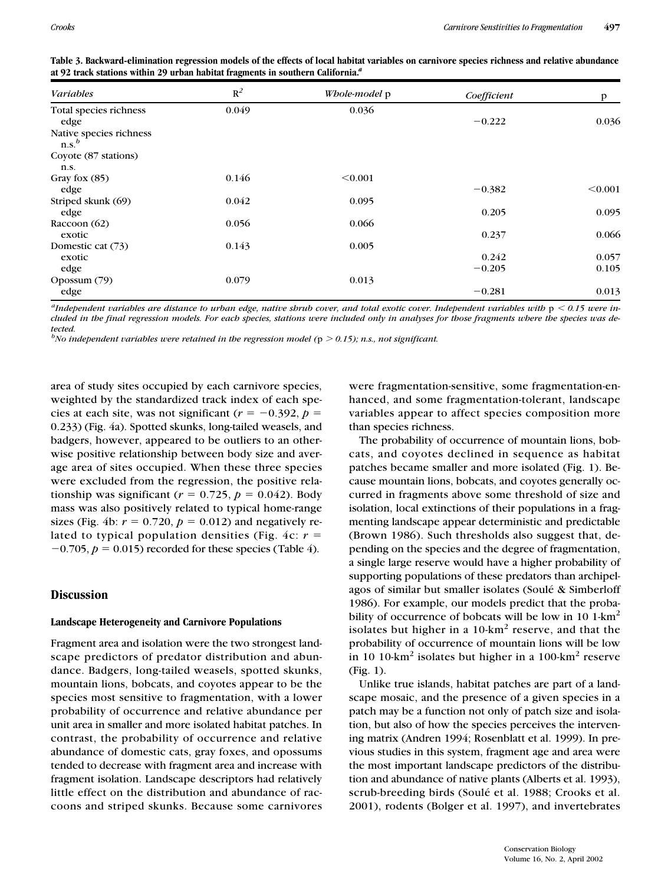**Table 3. Backward-elimination regression models of the effects of local habitat variables on carnivore species richness and relative abundance at 92 track stations within 29 urban habitat fragments in southern California.[a]**

| *Variables* | $R^2$ | *Whole-model* p | *Coefficient* | p |
|---|---|---|---|---|
| Total species richness | 0.049 | 0.036 | | |
| edge | | | −0.222 | 0.036 |
| Native species richness | | | | |
| n.s.[b] | | | | |
| Coyote (87 stations) | | | | |
| n.s. | | | | |
| Gray fox (85) | 0.146 | <0.001 | | |
| edge | | | −0.382 | <0.001 |
| Striped skunk (69) | 0.042 | 0.095 | | |
| edge | | | 0.205 | 0.095 |
| Raccoon (62) | 0.056 | 0.066 | | |
| exotic | | | 0.237 | 0.066 |
| Domestic cat (73) | 0.143 | 0.005 | | |
| exotic | | | 0.242 | 0.057 |
| edge | | | −0.205 | 0.105 |
| Opossum (79) | 0.079 | 0.013 | | |
| edge | | | −0.281 | 0.013 |

[a]*Independent variables are distance to urban edge, native shrub cover, and total exotic cover. Independent variables with* $p < 0.15$ *were included in the final regression models. For each species, stations were included only in analyses for those fragments where the species was detected.*

[b]*No independent variables were retained in the regression model (*$p > 0.15$*); n.s., not significant.*

area of study sites occupied by each carnivore species, weighted by the standardized track index of each species at each site, was not significant ($r = -0.392$, $p = 0.233$) (Fig. 4a). Spotted skunks, long-tailed weasels, and badgers, however, appeared to be outliers to an otherwise positive relationship between body size and average area of sites occupied. When these three species were excluded from the regression, the positive relationship was significant ($r = 0.725$, $p = 0.042$). Body mass was also positively related to typical home-range sizes (Fig. 4b: $r = 0.720$, $p = 0.012$) and negatively related to typical population densities (Fig. 4c: $r = -0.705$, $p = 0.015$) recorded for these species (Table 4).

## Discussion

### Landscape Heterogeneity and Carnivore Populations

Fragment area and isolation were the two strongest landscape predictors of predator distribution and abundance. Badgers, long-tailed weasels, spotted skunks, mountain lions, bobcats, and coyotes appear to be the species most sensitive to fragmentation, with a lower probability of occurrence and relative abundance per unit area in smaller and more isolated habitat patches. In contrast, the probability of occurrence and relative abundance of domestic cats, gray foxes, and opossums tended to decrease with fragment area and increase with fragment isolation. Landscape descriptors had relatively little effect on the distribution and abundance of raccoons and striped skunks. Because some carnivores were fragmentation-sensitive, some fragmentation-enhanced, and some fragmentation-tolerant, landscape variables appear to affect species composition more than species richness.

The probability of occurrence of mountain lions, bobcats, and coyotes declined in sequence as habitat patches became smaller and more isolated (Fig. 1). Because mountain lions, bobcats, and coyotes generally occurred in fragments above some threshold of size and isolation, local extinctions of their populations in a fragmenting landscape appear deterministic and predictable (Brown 1986). Such thresholds also suggest that, depending on the species and the degree of fragmentation, a single large reserve would have a higher probability of supporting populations of these predators than archipelagos of similar but smaller isolates (Soulé & Simberloff 1986). For example, our models predict that the probability of occurrence of bobcats will be low in 10 1-$km^2$ isolates but higher in a 10-$km^2$ reserve, and that the probability of occurrence of mountain lions will be low in 10 10-$km^2$ isolates but higher in a 100-$km^2$ reserve (Fig. 1).

Unlike true islands, habitat patches are part of a landscape mosaic, and the presence of a given species in a patch may be a function not only of patch size and isolation, but also of how the species perceives the intervening matrix (Andren 1994; Rosenblatt et al. 1999). In previous studies in this system, fragment age and area were the most important landscape predictors of the distribution and abundance of native plants (Alberts et al. 1993), scrub-breeding birds (Soulé et al. 1988; Crooks et al. 2001), rodents (Bolger et al. 1997), and invertebrates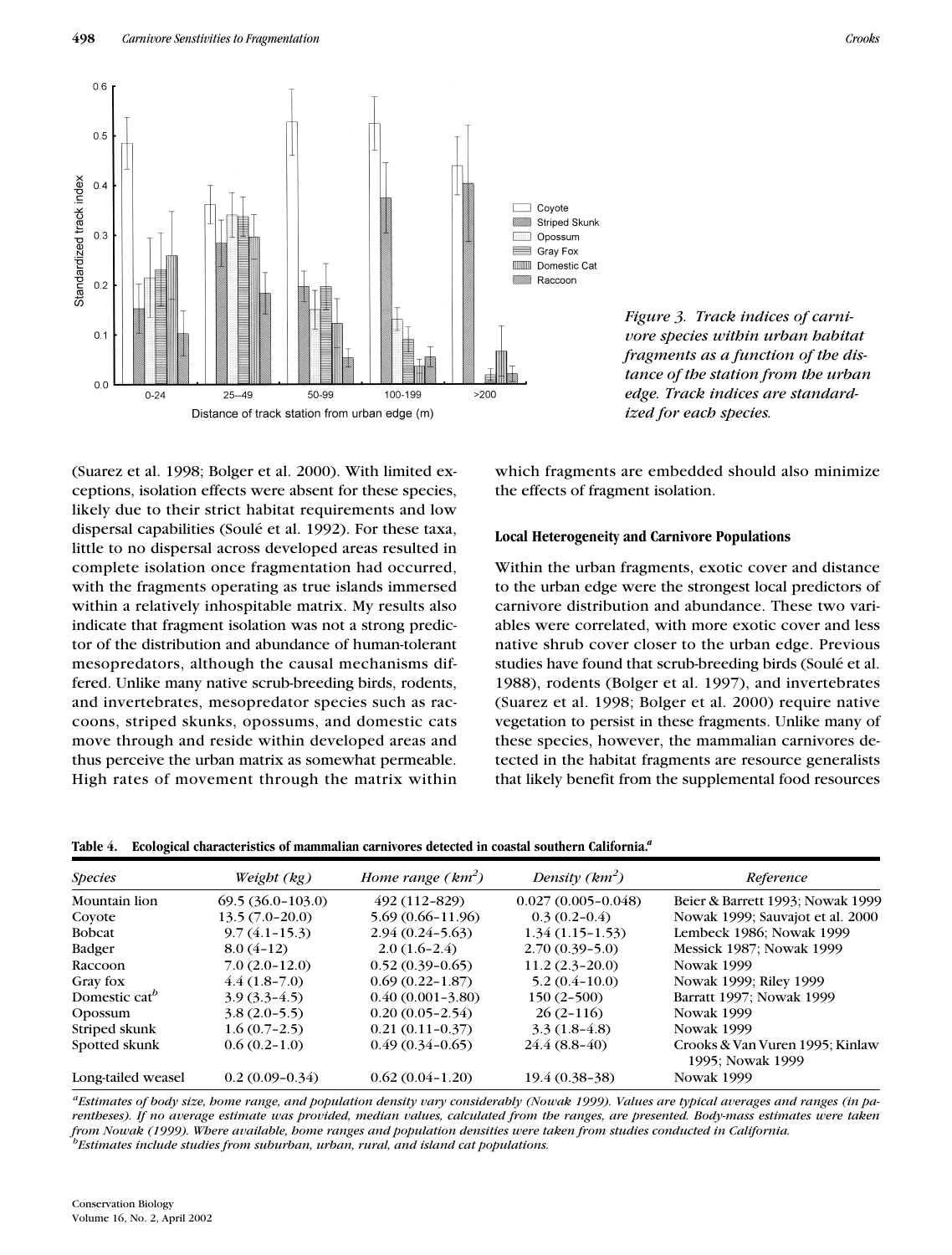Figure 3. Track indices of carnivore species within urban habitat fragments as a function of the distance of the station from the urban edge. Track indices are standardized for each species.

(Suarez et al. 1998; Bolger et al. 2000). With limited exceptions, isolation effects were absent for these species, likely due to their strict habitat requirements and low dispersal capabilities (Soulé et al. 1992). For these taxa, little to no dispersal across developed areas resulted in complete isolation once fragmentation had occurred, with the fragments operating as true islands immersed within a relatively inhospitable matrix. My results also indicate that fragment isolation was not a strong predictor of the distribution and abundance of human-tolerant mesopredators, although the causal mechanisms differed. Unlike many native scrub-breeding birds, rodents, and invertebrates, mesopredator species such as raccoons, striped skunks, opossums, and domestic cats move through and reside within developed areas and thus perceive the urban matrix as somewhat permeable. High rates of movement through the matrix within which fragments are embedded should also minimize the effects of fragment isolation.

### Local Heterogeneity and Carnivore Populations

Within the urban fragments, exotic cover and distance to the urban edge were the strongest local predictors of carnivore distribution and abundance. These two variables were correlated, with more exotic cover and less native shrub cover closer to the urban edge. Previous studies have found that scrub-breeding birds (Soulé et al. 1988), rodents (Bolger et al. 1997), and invertebrates (Suarez et al. 1998; Bolger et al. 2000) require native vegetation to persist in these fragments. Unlike many of these species, however, the mammalian carnivores detected in the habitat fragments are resource generalists that likely benefit from the supplemental food resources

**Table 4. Ecological characteristics of mammalian carnivores detected in coastal southern California.[a]**

| *Species* | *Weight (kg)* | *Home range (km$^2$)* | *Density (km$^2$)* | *Reference* |
|---|---|---|---|---|
| Mountain lion | 69.5 (36.0–103.0) | 492 (112–829) | 0.027 (0.005–0.048) | Beier & Barrett 1993; Nowak 1999 |
| Coyote | 13.5 (7.0–20.0) | 5.69 (0.66–11.96) | 0.3 (0.2–0.4) | Nowak 1999; Sauvajot et al. 2000 |
| Bobcat | 9.7 (4.1–15.3) | 2.94 (0.24–5.63) | 1.34 (1.15–1.53) | Lembeck 1986; Nowak 1999 |
| Badger | 8.0 (4–12) | 2.0 (1.6–2.4) | 2.70 (0.39–5.0) | Messick 1987; Nowak 1999 |
| Raccoon | 7.0 (2.0–12.0) | 0.52 (0.39–0.65) | 11.2 (2.3–20.0) | Nowak 1999 |
| Gray fox | 4.4 (1.8–7.0) | 0.69 (0.22–1.87) | 5.2 (0.4–10.0) | Nowak 1999; Riley 1999 |
| Domestic cat[b] | 3.9 (3.3–4.5) | 0.40 (0.001–3.80) | 150 (2–500) | Barratt 1997; Nowak 1999 |
| Opossum | 3.8 (2.0–5.5) | 0.20 (0.05–2.54) | 26 (2–116) | Nowak 1999 |
| Striped skunk | 1.6 (0.7–2.5) | 0.21 (0.11–0.37) | 3.3 (1.8–4.8) | Nowak 1999 |
| Spotted skunk | 0.6 (0.2–1.0) | 0.49 (0.34–0.65) | 24.4 (8.8–40) | Crooks & Van Vuren 1995; Kinlaw 1995; Nowak 1999 |
| Long-tailed weasel | 0.2 (0.09–0.34) | 0.62 (0.04–1.20) | 19.4 (0.38–38) | Nowak 1999 |

*[a]Estimates of body size, home range, and population density vary considerably (Nowak 1999). Values are typical averages and ranges (in parentheses). If no average estimate was provided, median values, calculated from the ranges, are presented. Body-mass estimates were taken from Nowak (1999). Where available, home ranges and population densities were taken from studies conducted in California.*
*[b]Estimates include studies from suburban, urban, rural, and island cat populations.*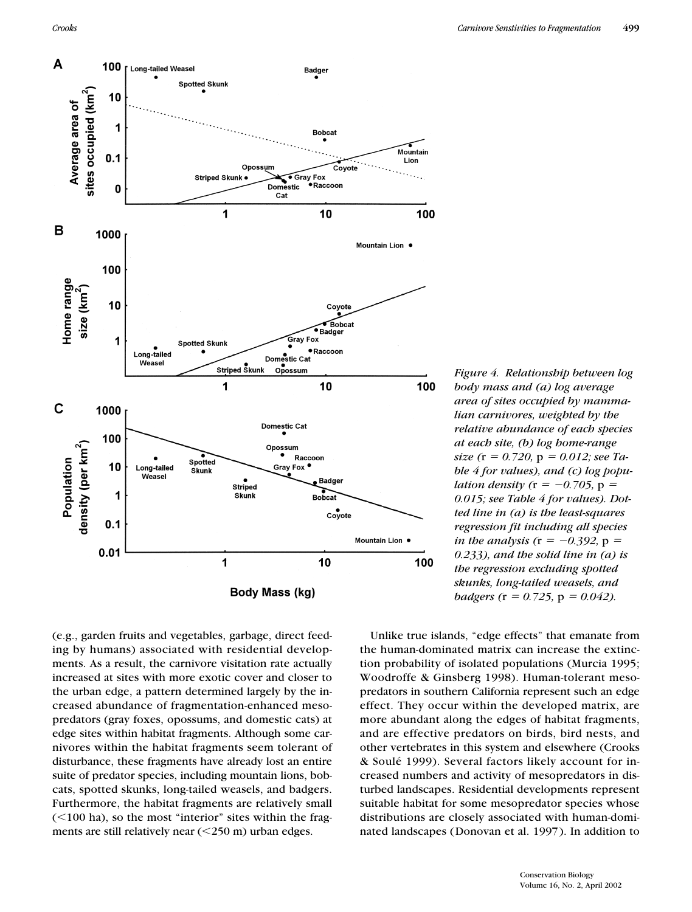*Figure 4. Relationship between log body mass and (a) log average area of sites occupied by mammalian carnivores, weighted by the relative abundance of each species at each site, (b) log home-range size ($r = 0.720$, $p = 0.012$; see Table 4 for values), and (c) log population density ($r = -0.705$, $p = 0.015$; see Table 4 for values). Dotted line in (a) is the least-squares regression fit including all species in the analysis ($r = -0.392$, $p = 0.233$), and the solid line in (a) is the regression excluding spotted skunks, long-tailed weasels, and badgers ($r = 0.725$, $p = 0.042$).*

(e.g., garden fruits and vegetables, garbage, direct feeding by humans) associated with residential developments. As a result, the carnivore visitation rate actually increased at sites with more exotic cover and closer to the urban edge, a pattern determined largely by the increased abundance of fragmentation-enhanced mesopredators (gray foxes, opossums, and domestic cats) at edge sites within habitat fragments. Although some carnivores within the habitat fragments seem tolerant of disturbance, these fragments have already lost an entire suite of predator species, including mountain lions, bobcats, spotted skunks, long-tailed weasels, and badgers. Furthermore, the habitat fragments are relatively small (<100 ha), so the most "interior" sites within the fragments are still relatively near (<250 m) urban edges.

Unlike true islands, "edge effects" that emanate from the human-dominated matrix can increase the extinction probability of isolated populations (Murcia 1995; Woodroffe & Ginsberg 1998). Human-tolerant mesopredators in southern California represent such an edge effect. They occur within the developed matrix, are more abundant along the edges of habitat fragments, and are effective predators on birds, bird nests, and other vertebrates in this system and elsewhere (Crooks & Soulé 1999). Several factors likely account for increased numbers and activity of mesopredators in disturbed landscapes. Residential developments represent suitable habitat for some mesopredator species whose distributions are closely associated with human-dominated landscapes (Donovan et al. 1997). In addition to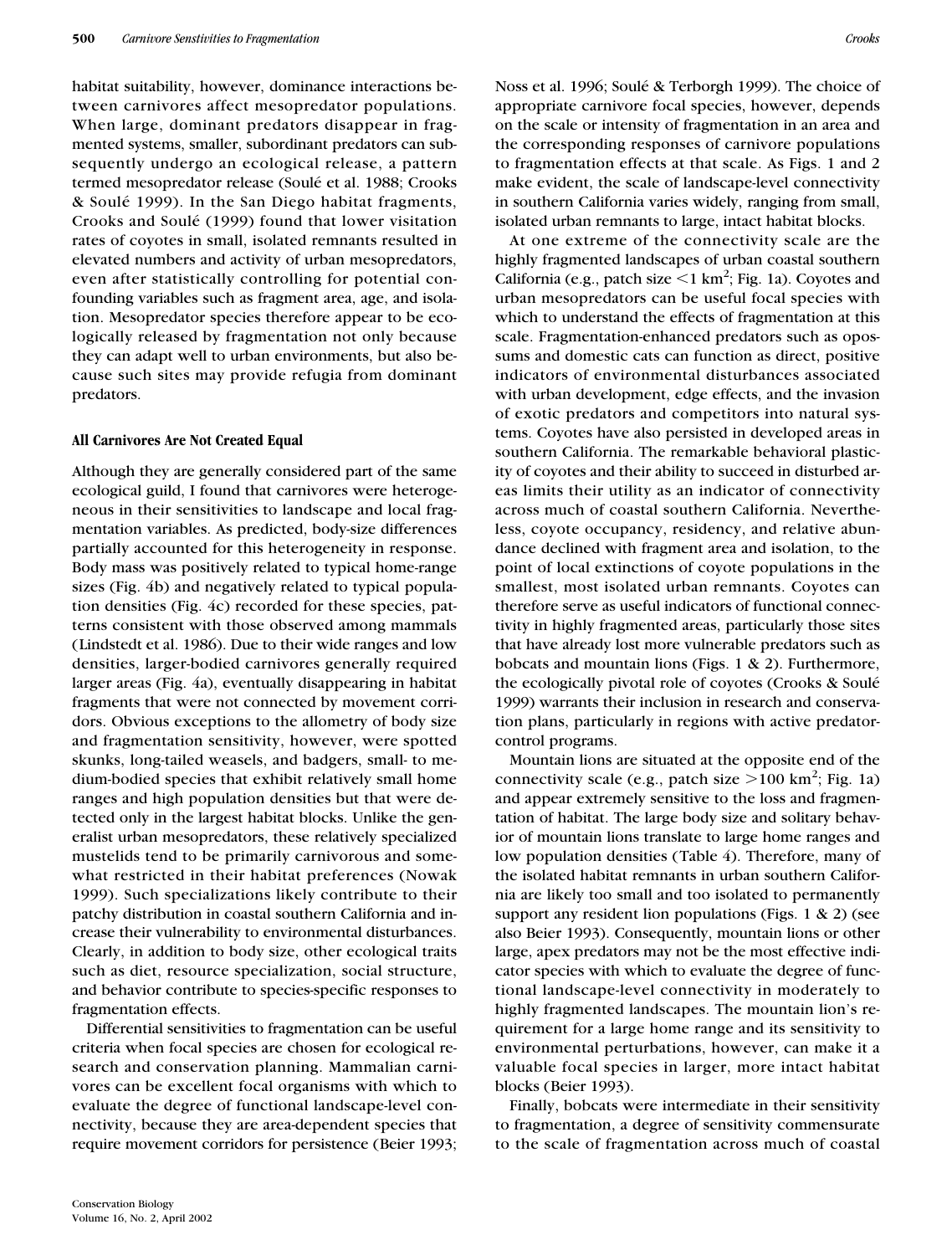habitat suitability, however, dominance interactions between carnivores affect mesopredator populations. When large, dominant predators disappear in fragmented systems, smaller, subordinant predators can subsequently undergo an ecological release, a pattern termed mesopredator release (Soulé et al. 1988; Crooks & Soulé 1999). In the San Diego habitat fragments, Crooks and Soulé (1999) found that lower visitation rates of coyotes in small, isolated remnants resulted in elevated numbers and activity of urban mesopredators, even after statistically controlling for potential confounding variables such as fragment area, age, and isolation. Mesopredator species therefore appear to be ecologically released by fragmentation not only because they can adapt well to urban environments, but also because such sites may provide refugia from dominant predators.

### All Carnivores Are Not Created Equal

Although they are generally considered part of the same ecological guild, I found that carnivores were heterogeneous in their sensitivities to landscape and local fragmentation variables. As predicted, body-size differences partially accounted for this heterogeneity in response. Body mass was positively related to typical home-range sizes (Fig. 4b) and negatively related to typical population densities (Fig. 4c) recorded for these species, patterns consistent with those observed among mammals (Lindstedt et al. 1986). Due to their wide ranges and low densities, larger-bodied carnivores generally required larger areas (Fig. 4a), eventually disappearing in habitat fragments that were not connected by movement corridors. Obvious exceptions to the allometry of body size and fragmentation sensitivity, however, were spotted skunks, long-tailed weasels, and badgers, small- to medium-bodied species that exhibit relatively small home ranges and high population densities but that were detected only in the largest habitat blocks. Unlike the generalist urban mesopredators, these relatively specialized mustelids tend to be primarily carnivorous and somewhat restricted in their habitat preferences (Nowak 1999). Such specializations likely contribute to their patchy distribution in coastal southern California and increase their vulnerability to environmental disturbances. Clearly, in addition to body size, other ecological traits such as diet, resource specialization, social structure, and behavior contribute to species-specific responses to fragmentation effects.

Differential sensitivities to fragmentation can be useful criteria when focal species are chosen for ecological research and conservation planning. Mammalian carnivores can be excellent focal organisms with which to evaluate the degree of functional landscape-level connectivity, because they are area-dependent species that require movement corridors for persistence (Beier 1993; Noss et al. 1996; Soulé & Terborgh 1999). The choice of appropriate carnivore focal species, however, depends on the scale or intensity of fragmentation in an area and the corresponding responses of carnivore populations to fragmentation effects at that scale. As Figs. 1 and 2 make evident, the scale of landscape-level connectivity in southern California varies widely, ranging from small, isolated urban remnants to large, intact habitat blocks.

At one extreme of the connectivity scale are the highly fragmented landscapes of urban coastal southern California (e.g., patch size $<1$ km$^2$; Fig. 1a). Coyotes and urban mesopredators can be useful focal species with which to understand the effects of fragmentation at this scale. Fragmentation-enhanced predators such as opossums and domestic cats can function as direct, positive indicators of environmental disturbances associated with urban development, edge effects, and the invasion of exotic predators and competitors into natural systems. Coyotes have also persisted in developed areas in southern California. The remarkable behavioral plasticity of coyotes and their ability to succeed in disturbed areas limits their utility as an indicator of connectivity across much of coastal southern California. Nevertheless, coyote occupancy, residency, and relative abundance declined with fragment area and isolation, to the point of local extinctions of coyote populations in the smallest, most isolated urban remnants. Coyotes can therefore serve as useful indicators of functional connectivity in highly fragmented areas, particularly those sites that have already lost more vulnerable predators such as bobcats and mountain lions (Figs. 1 & 2). Furthermore, the ecologically pivotal role of coyotes (Crooks & Soulé 1999) warrants their inclusion in research and conservation plans, particularly in regions with active predator-control programs.

Mountain lions are situated at the opposite end of the connectivity scale (e.g., patch size $>100$ km$^2$; Fig. 1a) and appear extremely sensitive to the loss and fragmentation of habitat. The large body size and solitary behavior of mountain lions translate to large home ranges and low population densities (Table 4). Therefore, many of the isolated habitat remnants in urban southern California are likely too small and too isolated to permanently support any resident lion populations (Figs. 1 & 2) (see also Beier 1993). Consequently, mountain lions or other large, apex predators may not be the most effective indicator species with which to evaluate the degree of functional landscape-level connectivity in moderately to highly fragmented landscapes. The mountain lion's requirement for a large home range and its sensitivity to environmental perturbations, however, can make it a valuable focal species in larger, more intact habitat blocks (Beier 1993).

Finally, bobcats were intermediate in their sensitivity to fragmentation, a degree of sensitivity commensurate to the scale of fragmentation across much of coastal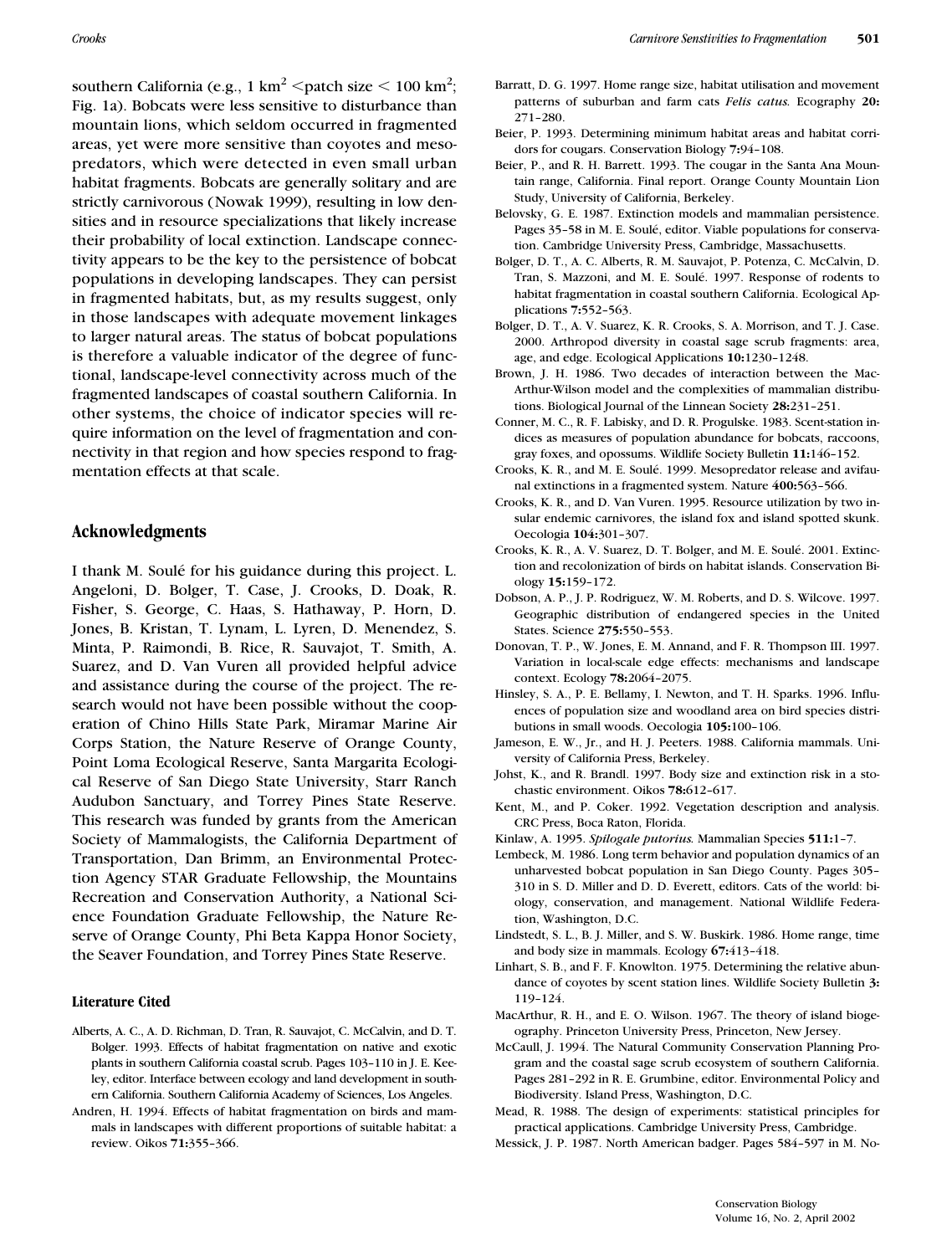southern California (e.g., 1 km$^2$ <patch size < 100 km$^2$; Fig. 1a). Bobcats were less sensitive to disturbance than mountain lions, which seldom occurred in fragmented areas, yet were more sensitive than coyotes and mesopredators, which were detected in even small urban habitat fragments. Bobcats are generally solitary and are strictly carnivorous (Nowak 1999), resulting in low densities and in resource specializations that likely increase their probability of local extinction. Landscape connectivity appears to be the key to the persistence of bobcat populations in developing landscapes. They can persist in fragmented habitats, but, as my results suggest, only in those landscapes with adequate movement linkages to larger natural areas. The status of bobcat populations is therefore a valuable indicator of the degree of functional, landscape-level connectivity across much of the fragmented landscapes of coastal southern California. In other systems, the choice of indicator species will require information on the level of fragmentation and connectivity in that region and how species respond to fragmentation effects at that scale.

## Acknowledgments

I thank M. Soulé for his guidance during this project. L. Angeloni, D. Bolger, T. Case, J. Crooks, D. Doak, R. Fisher, S. George, C. Haas, S. Hathaway, P. Horn, D. Jones, B. Kristan, T. Lynam, L. Lyren, D. Menendez, S. Minta, P. Raimondi, B. Rice, R. Sauvajot, T. Smith, A. Suarez, and D. Van Vuren all provided helpful advice and assistance during the course of the project. The research would not have been possible without the cooperation of Chino Hills State Park, Miramar Marine Air Corps Station, the Nature Reserve of Orange County, Point Loma Ecological Reserve, Santa Margarita Ecological Reserve of San Diego State University, Starr Ranch Audubon Sanctuary, and Torrey Pines State Reserve. This research was funded by grants from the American Society of Mammalogists, the California Department of Transportation, Dan Brimm, an Environmental Protection Agency STAR Graduate Fellowship, the Mountains Recreation and Conservation Authority, a National Science Foundation Graduate Fellowship, the Nature Reserve of Orange County, Phi Beta Kappa Honor Society, the Seaver Foundation, and Torrey Pines State Reserve.

### Literature Cited

Alberts, A. C., A. D. Richman, D. Tran, R. Sauvajot, C. McCalvin, and D. T. Bolger. 1993. Effects of habitat fragmentation on native and exotic plants in southern California coastal scrub. Pages 103–110 in J. E. Keeley, editor. Interface between ecology and land development in southern California. Southern California Academy of Sciences, Los Angeles.

Andren, H. 1994. Effects of habitat fragmentation on birds and mammals in landscapes with different proportions of suitable habitat: a review. Oikos **71:**355–366.

Barratt, D. G. 1997. Home range size, habitat utilisation and movement patterns of suburban and farm cats *Felis catus.* Ecography **20:** 271–280.

Beier, P. 1993. Determining minimum habitat areas and habitat corridors for cougars. Conservation Biology **7:**94–108.

Beier, P., and R. H. Barrett. 1993. The cougar in the Santa Ana Mountain range, California. Final report. Orange County Mountain Lion Study, University of California, Berkeley.

Belovsky, G. E. 1987. Extinction models and mammalian persistence. Pages 35–58 in M. E. Soulé, editor. Viable populations for conservation. Cambridge University Press, Cambridge, Massachusetts.

Bolger, D. T., A. C. Alberts, R. M. Sauvajot, P. Potenza, C. McCalvin, D. Tran, S. Mazzoni, and M. E. Soulé. 1997. Response of rodents to habitat fragmentation in coastal southern California. Ecological Applications **7:**552–563.

Bolger, D. T., A. V. Suarez, K. R. Crooks, S. A. Morrison, and T. J. Case. 2000. Arthropod diversity in coastal sage scrub fragments: area, age, and edge. Ecological Applications **10:**1230–1248.

Brown, J. H. 1986. Two decades of interaction between the MacArthur-Wilson model and the complexities of mammalian distributions. Biological Journal of the Linnean Society **28:**231–251.

Conner, M. C., R. F. Labisky, and D. R. Progulske. 1983. Scent-station indices as measures of population abundance for bobcats, raccoons, gray foxes, and opossums. Wildlife Society Bulletin **11:**146–152.

Crooks, K. R., and M. E. Soulé. 1999. Mesopredator release and avifaunal extinctions in a fragmented system. Nature **400:**563–566.

Crooks, K. R., and D. Van Vuren. 1995. Resource utilization by two insular endemic carnivores, the island fox and island spotted skunk. Oecologia **104:**301–307.

Crooks, K. R., A. V. Suarez, D. T. Bolger, and M. E. Soulé. 2001. Extinction and recolonization of birds on habitat islands. Conservation Biology **15:**159–172.

Dobson, A. P., J. P. Rodriguez, W. M. Roberts, and D. S. Wilcove. 1997. Geographic distribution of endangered species in the United States. Science **275:**550–553.

Donovan, T. P., W. Jones, E. M. Annand, and F. R. Thompson III. 1997. Variation in local-scale edge effects: mechanisms and landscape context. Ecology **78:**2064–2075.

Hinsley, S. A., P. E. Bellamy, I. Newton, and T. H. Sparks. 1996. Influences of population size and woodland area on bird species distributions in small woods. Oecologia **105:**100–106.

Jameson, E. W., Jr., and H. J. Peeters. 1988. California mammals. University of California Press, Berkeley.

Johst, K., and R. Brandl. 1997. Body size and extinction risk in a stochastic environment. Oikos **78:**612–617.

Kent, M., and P. Coker. 1992. Vegetation description and analysis. CRC Press, Boca Raton, Florida.

Kinlaw, A. 1995. *Spilogale putorius.* Mammalian Species **511:**1–7.

Lembeck, M. 1986. Long term behavior and population dynamics of an unharvested bobcat population in San Diego County. Pages 305–310 in S. D. Miller and D. D. Everett, editors. Cats of the world: biology, conservation, and management. National Wildlife Federation, Washington, D.C.

Lindstedt, S. L., B. J. Miller, and S. W. Buskirk. 1986. Home range, time and body size in mammals. Ecology **67:**413–418.

Linhart, S. B., and F. F. Knowlton. 1975. Determining the relative abundance of coyotes by scent station lines. Wildlife Society Bulletin **3:** 119–124.

MacArthur, R. H., and E. O. Wilson. 1967. The theory of island biogeography. Princeton University Press, Princeton, New Jersey.

McCaull, J. 1994. The Natural Community Conservation Planning Program and the coastal sage scrub ecosystem of southern California. Pages 281–292 in R. E. Grumbine, editor. Environmental Policy and Biodiversity. Island Press, Washington, D.C.

Mead, R. 1988. The design of experiments: statistical principles for practical applications. Cambridge University Press, Cambridge.

Messick, J. P. 1987. North American badger. Pages 584–597 in M. No-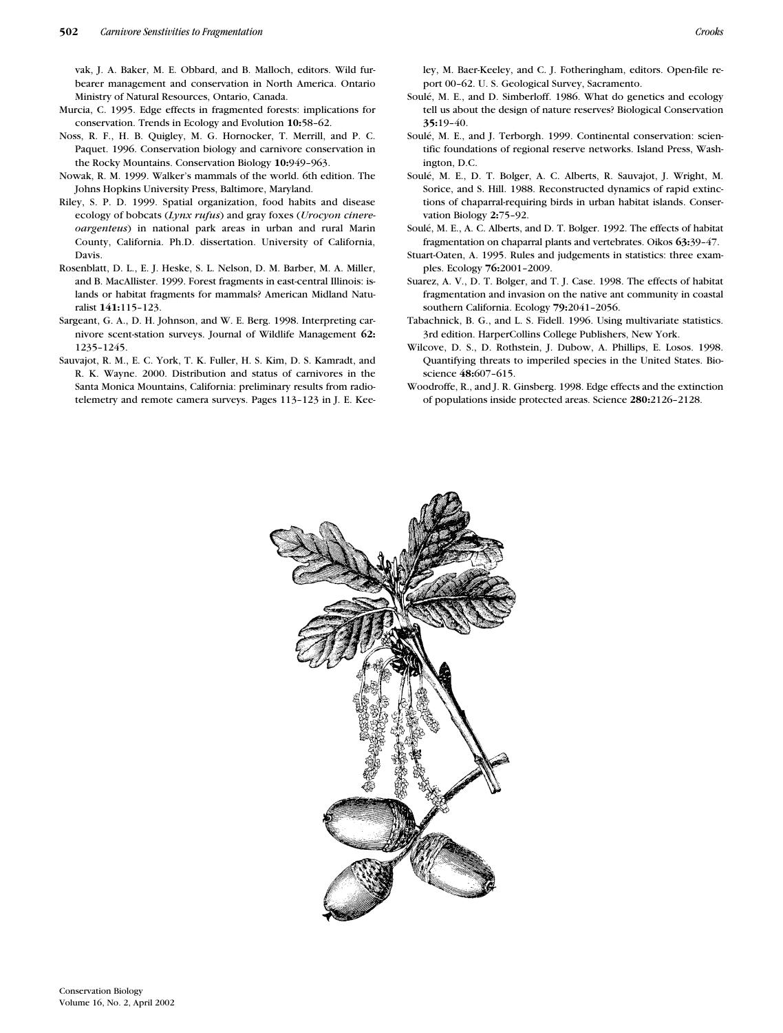vak, J. A. Baker, M. E. Obbard, and B. Malloch, editors. Wild furbearer management and conservation in North America. Ontario Ministry of Natural Resources, Ontario, Canada.

Murcia, C. 1995. Edge effects in fragmented forests: implications for conservation. Trends in Ecology and Evolution **10:**58–62.

Noss, R. F., H. B. Quigley, M. G. Hornocker, T. Merrill, and P. C. Paquet. 1996. Conservation biology and carnivore conservation in the Rocky Mountains. Conservation Biology **10:**949–963.

Nowak, R. M. 1999. Walker's mammals of the world. 6th edition. The Johns Hopkins University Press, Baltimore, Maryland.

Riley, S. P. D. 1999. Spatial organization, food habits and disease ecology of bobcats (*Lynx rufus*) and gray foxes (*Urocyon cinereoargenteus*) in national park areas in urban and rural Marin County, California. Ph.D. dissertation. University of California, Davis.

Rosenblatt, D. L., E. J. Heske, S. L. Nelson, D. M. Barber, M. A. Miller, and B. MacAllister. 1999. Forest fragments in east-central Illinois: islands or habitat fragments for mammals? American Midland Naturalist **141:**115–123.

Sargeant, G. A., D. H. Johnson, and W. E. Berg. 1998. Interpreting carnivore scent-station surveys. Journal of Wildlife Management **62:** 1235–1245.

Sauvajot, R. M., E. C. York, T. K. Fuller, H. S. Kim, D. S. Kamradt, and R. K. Wayne. 2000. Distribution and status of carnivores in the Santa Monica Mountains, California: preliminary results from radio-telemetry and remote camera surveys. Pages 113–123 in J. E. Keeley, M. Baer-Keeley, and C. J. Fotheringham, editors. Open-file report 00–62. U. S. Geological Survey, Sacramento.

Soulé, M. E., and D. Simberloff. 1986. What do genetics and ecology tell us about the design of nature reserves? Biological Conservation **35:**19–40.

Soulé, M. E., and J. Terborgh. 1999. Continental conservation: scientific foundations of regional reserve networks. Island Press, Washington, D.C.

Soulé, M. E., D. T. Bolger, A. C. Alberts, R. Sauvajot, J. Wright, M. Sorice, and S. Hill. 1988. Reconstructed dynamics of rapid extinctions of chaparral-requiring birds in urban habitat islands. Conservation Biology **2:**75–92.

Soulé, M. E., A. C. Alberts, and D. T. Bolger. 1992. The effects of habitat fragmentation on chaparral plants and vertebrates. Oikos **63:**39–47.

Stuart-Oaten, A. 1995. Rules and judgements in statistics: three examples. Ecology **76:**2001–2009.

Suarez, A. V., D. T. Bolger, and T. J. Case. 1998. The effects of habitat fragmentation and invasion on the native ant community in coastal southern California. Ecology **79:**2041–2056.

Tabachnick, B. G., and L. S. Fidell. 1996. Using multivariate statistics. 3rd edition. HarperCollins College Publishers, New York.

Wilcove, D. S., D. Rothstein, J. Dubow, A. Phillips, E. Losos. 1998. Quantifying threats to imperiled species in the United States. Bioscience **48:**607–615.

Woodroffe, R., and J. R. Ginsberg. 1998. Edge effects and the extinction of populations inside protected areas. Science **280:**2126–2128.